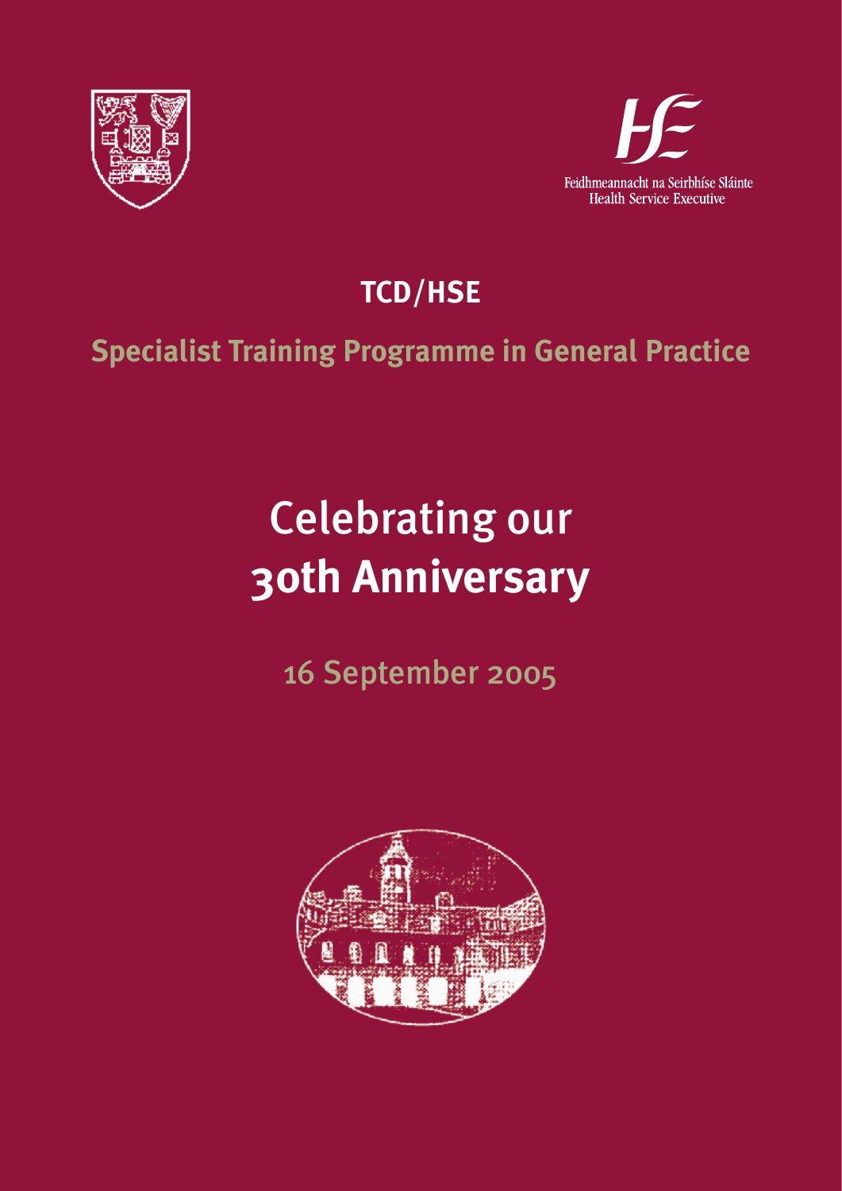Feidhmeannacht na Seirbhíse Sláinte
Health Service Executive

# TCD/HSE

## Specialist Training Programme in General Practice

# Celebrating our 30th Anniversary

## 16 September 2005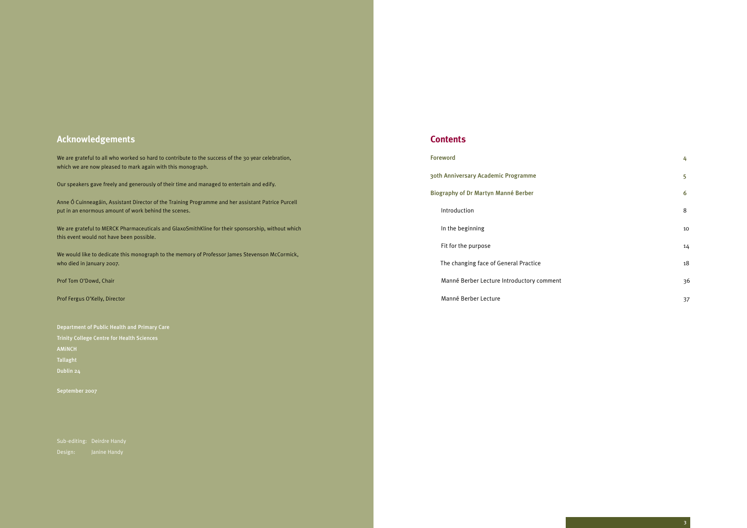## Acknowledgements

We are grateful to all who worked so hard to contribute to the success of the 30 year celebration, which we are now pleased to mark again with this monograph.

Our speakers gave freely and generously of their time and managed to entertain and edify.

Anne Ó Cuinneagáin, Assistant Director of the Training Programme and her assistant Patrice Purcell put in an enormous amount of work behind the scenes.

We are grateful to MERCK Pharmaceuticals and GlaxoSmithKline for their sponsorship, without which this event would not have been possible.

We would like to dedicate this monograph to the memory of Professor James Stevenson McCormick, who died in January 2007.

Prof Tom O'Dowd, Chair

Prof Fergus O'Kelly, Director

Department of Public Health and Primary Care
Trinity College Centre for Health Sciences
AMiNCH
Tallaght
Dublin 24

September 2007

Sub-editing: Deirdre Handy
Design: Janine Handy

## Contents

| | |
|---|---|
| Foreword | 4 |
| 30th Anniversary Academic Programme | 5 |
| Biography of Dr Martyn Manné Berber | 6 |
| Introduction | 8 |
| In the beginning | 10 |
| Fit for the purpose | 14 |
| The changing face of General Practice | 18 |
| Manné Berber Lecture Introductory comment | 36 |
| Manné Berber Lecture | 37 |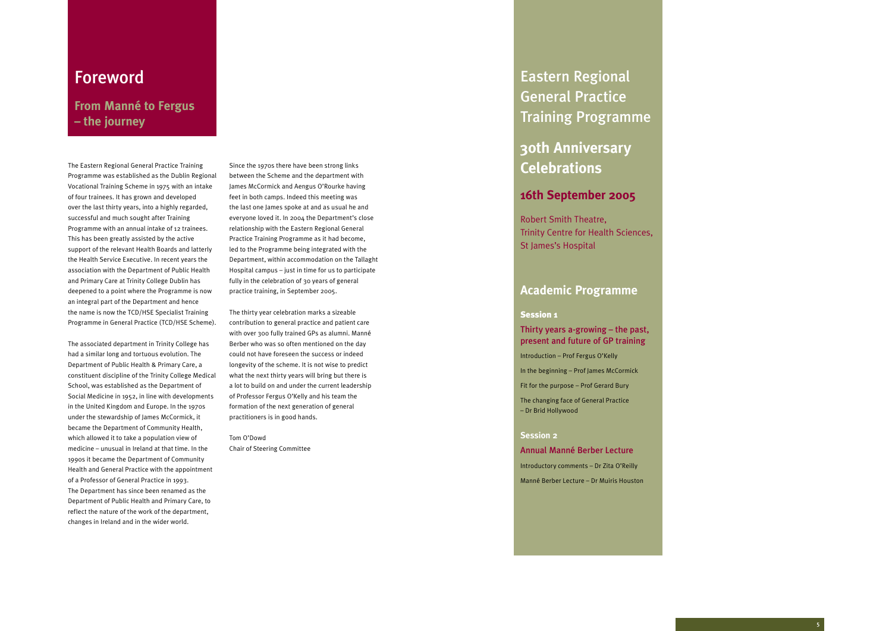# Foreword

## From Manné to Fergus – the journey

The Eastern Regional General Practice Training Programme was established as the Dublin Regional Vocational Training Scheme in 1975 with an intake of four trainees. It has grown and developed over the last thirty years, into a highly regarded, successful and much sought after Training Programme with an annual intake of 12 trainees. This has been greatly assisted by the active support of the relevant Health Boards and latterly the Health Service Executive. In recent years the association with the Department of Public Health and Primary Care at Trinity College Dublin has deepened to a point where the Programme is now an integral part of the Department and hence the name is now the TCD/HSE Specialist Training Programme in General Practice (TCD/HSE Scheme).

The associated department in Trinity College has had a similar long and tortuous evolution. The Department of Public Health & Primary Care, a constituent discipline of the Trinity College Medical School, was established as the Department of Social Medicine in 1952, in line with developments in the United Kingdom and Europe. In the 1970s under the stewardship of James McCormick, it became the Department of Community Health, which allowed it to take a population view of medicine – unusual in Ireland at that time. In the 1990s it became the Department of Community Health and General Practice with the appointment of a Professor of General Practice in 1993. The Department has since been renamed as the Department of Public Health and Primary Care, to reflect the nature of the work of the department, changes in Ireland and in the wider world.

Since the 1970s there have been strong links between the Scheme and the department with James McCormick and Aengus O'Rourke having feet in both camps. Indeed this meeting was the last one James spoke at and as usual he and everyone loved it. In 2004 the Department's close relationship with the Eastern Regional General Practice Training Programme as it had become, led to the Programme being integrated with the Department, within accommodation on the Tallaght Hospital campus – just in time for us to participate fully in the celebration of 30 years of general practice training, in September 2005.

The thirty year celebration marks a sizeable contribution to general practice and patient care with over 300 fully trained GPs as alumni. Manné Berber who was so often mentioned on the day could not have foreseen the success or indeed longevity of the scheme. It is not wise to predict what the next thirty years will bring but there is a lot to build on and under the current leadership of Professor Fergus O'Kelly and his team the formation of the next generation of general practitioners is in good hands.

Tom O'Dowd
Chair of Steering Committee

# Eastern Regional General Practice Training Programme

## 30th Anniversary Celebrations

### 16th September 2005

Robert Smith Theatre,
Trinity Centre for Health Sciences,
St James's Hospital

## Academic Programme

### Session 1

**Thirty years a-growing – the past, present and future of GP training**

Introduction – Prof Fergus O'Kelly

In the beginning – Prof James McCormick

Fit for the purpose – Prof Gerard Bury

The changing face of General Practice – Dr Brid Hollywood

### Session 2

**Annual Manné Berber Lecture**

Introductory comments – Dr Zita O'Reilly

Manné Berber Lecture – Dr Muiris Houston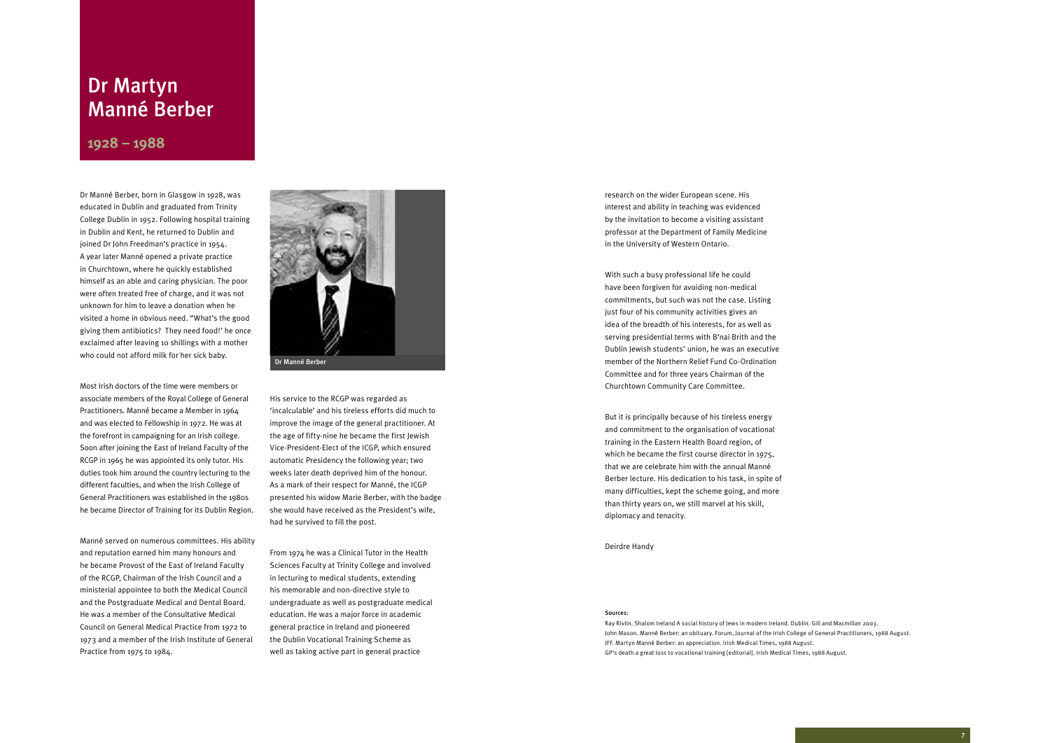# Dr Martyn Manné Berber

## 1928 – 1988

Dr Manné Berber, born in Glasgow in 1928, was educated in Dublin and graduated from Trinity College Dublin in 1952. Following hospital training in Dublin and Kent, he returned to Dublin and joined Dr John Freedman's practice in 1954. A year later Manné opened a private practice in Churchtown, where he quickly established himself as an able and caring physician. The poor were often treated free of charge, and it was not unknown for him to leave a donation when he visited a home in obvious need. "What's the good giving them antibiotics? They need food!" he once exclaimed after leaving 10 shillings with a mother who could not afford milk for her sick baby.

Most Irish doctors of the time were members or associate members of the Royal College of General Practitioners. Manné became a Member in 1964 and was elected to Fellowship in 1972. He was at the forefront in campaigning for an Irish college. Soon after joining the East of Ireland Faculty of the RCGP in 1965 he was appointed its only tutor. His duties took him around the country lecturing to the different faculties, and when the Irish College of General Practitioners was established in the 1980s he became Director of Training for its Dublin Region.

Manné served on numerous committees. His ability and reputation earned him many honours and he became Provost of the East of Ireland Faculty of the RCGP, Chairman of the Irish Council and a ministerial appointee to both the Medical Council and the Postgraduate Medical and Dental Board. He was a member of the Consultative Medical Council on General Medical Practice from 1972 to 1973 and a member of the Irish Institute of General Practice from 1975 to 1984.

Dr Manné Berber

His service to the RCGP was regarded as 'incalculable' and his tireless efforts did much to improve the image of the general practitioner. At the age of fifty-nine he became the first Jewish Vice-President-Elect of the ICGP, which ensured automatic Presidency the following year; two weeks later death deprived him of the honour. As a mark of their respect for Manné, the ICGP presented his widow Marie Berber, with the badge she would have received as the President's wife, had he survived to fill the post.

From 1974 he was a Clinical Tutor in the Health Sciences Faculty at Trinity College and involved in lecturing to medical students, extending his memorable and non-directive style to undergraduate as well as postgraduate medical education. He was a major force in academic general practice in Ireland and pioneered the Dublin Vocational Training Scheme as well as taking active part in general practice research on the wider European scene. His interest and ability in teaching was evidenced by the invitation to become a visiting assistant professor at the Department of Family Medicine in the University of Western Ontario.

With such a busy professional life he could have been forgiven for avoiding non-medical commitments, but such was not the case. Listing just four of his community activities gives an idea of the breadth of his interests, for as well as serving presidential terms with B'nai Brith and the Dublin Jewish students' union, he was an executive member of the Northern Relief Fund Co-Ordination Committee and for three years Chairman of the Churchtown Community Care Committee.

But it is principally because of his tireless energy and commitment to the organisation of vocational training in the Eastern Health Board region, of which he became the first course director in 1975, that we are celebrate him with the annual Manné Berber lecture. His dedication to his task, in spite of many difficulties, kept the scheme going, and more than thirty years on, we still marvel at his skill, diplomacy and tenacity.

Deirdre Handy

**Sources:**

Ray Rivlin. Shalom Ireland A social history of Jews in modern Ireland. Dublin. Gill and Macmillan 2003.
John Mason. Manné Berber: an obituary. Forum, Journal of the Irish College of General Practitioners, 1988 August.
JFF. Martyn Manné Berber: an appreciation. Irish Medical Times, 1988 August.
GP's death a great loss to vocational training [editorial]. Irish Medical Times, 1988 August.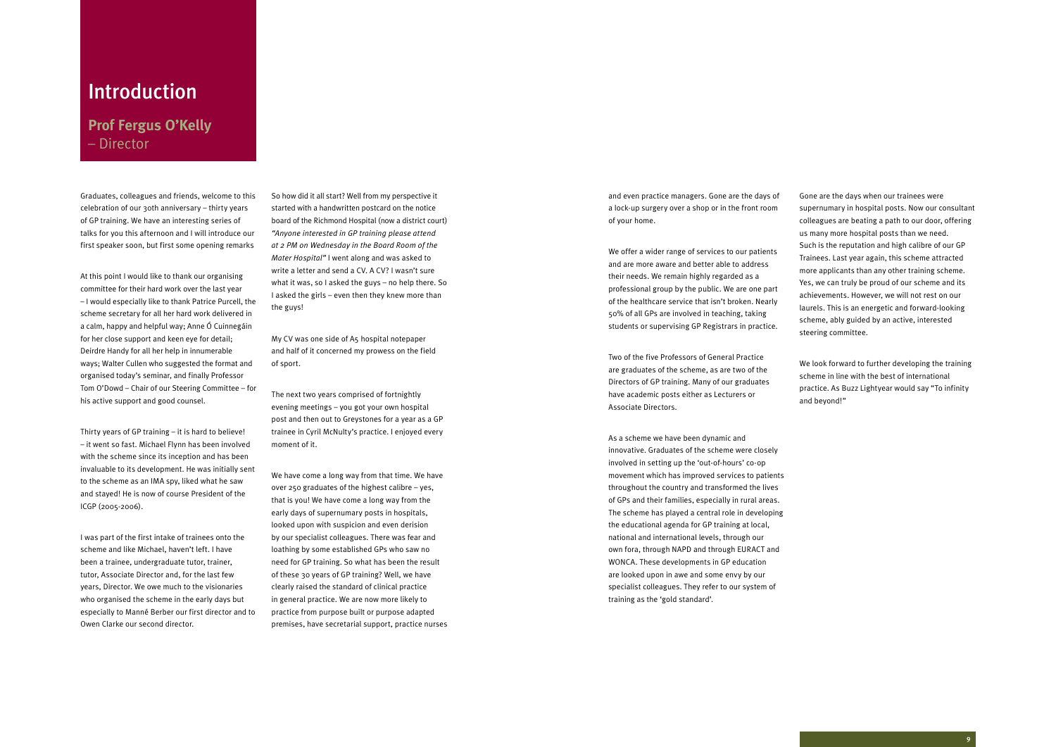# Introduction

## Prof Fergus O'Kelly
– Director

Graduates, colleagues and friends, welcome to this celebration of our 30th anniversary – thirty years of GP training. We have an interesting series of talks for you this afternoon and I will introduce our first speaker soon, but first some opening remarks

At this point I would like to thank our organising committee for their hard work over the last year – I would especially like to thank Patrice Purcell, the scheme secretary for all her hard work delivered in a calm, happy and helpful way; Anne Ó Cuinnegáin for her close support and keen eye for detail; Deirdre Handy for all her help in innumerable ways; Walter Cullen who suggested the format and organised today's seminar, and finally Professor Tom O'Dowd – Chair of our Steering Committee – for his active support and good counsel.

Thirty years of GP training – it is hard to believe! – it went so fast. Michael Flynn has been involved with the scheme since its inception and has been invaluable to its development. He was initially sent to the scheme as an IMA spy, liked what he saw and stayed! He is now of course President of the ICGP (2005-2006).

I was part of the first intake of trainees onto the scheme and like Michael, haven't left. I have been a trainee, undergraduate tutor, trainer, tutor, Associate Director and, for the last few years, Director. We owe much to the visionaries who organised the scheme in the early days but especially to Manné Berber our first director and to Owen Clarke our second director.

So how did it all start? Well from my perspective it started with a handwritten postcard on the notice board of the Richmond Hospital (now a district court) *"Anyone interested in GP training please attend at 2 PM on Wednesday in the Board Room of the Mater Hospital"* I went along and was asked to write a letter and send a CV. A CV? I wasn't sure what it was, so I asked the guys – no help there. So I asked the girls – even then they knew more than the guys!

My CV was one side of A5 hospital notepaper and half of it concerned my prowess on the field of sport.

The next two years comprised of fortnightly evening meetings – you got your own hospital post and then out to Greystones for a year as a GP trainee in Cyril McNulty's practice. I enjoyed every moment of it.

We have come a long way from that time. We have over 250 graduates of the highest calibre – yes, that is you! We have come a long way from the early days of supernumary posts in hospitals, looked upon with suspicion and even derision by our specialist colleagues. There was fear and loathing by some established GPs who saw no need for GP training. So what has been the result of these 30 years of GP training? Well, we have clearly raised the standard of clinical practice in general practice. We are now more likely to practice from purpose built or purpose adapted premises, have secretarial support, practice nurses and even practice managers. Gone are the days of a lock-up surgery over a shop or in the front room of your home.

We offer a wider range of services to our patients and are more aware and better able to address their needs. We remain highly regarded as a professional group by the public. We are one part of the healthcare service that isn't broken. Nearly 50% of all GPs are involved in teaching, taking students or supervising GP Registrars in practice.

Two of the five Professors of General Practice are graduates of the scheme, as are two of the Directors of GP training. Many of our graduates have academic posts either as Lecturers or Associate Directors.

As a scheme we have been dynamic and innovative. Graduates of the scheme were closely involved in setting up the 'out-of-hours' co-op movement which has improved services to patients throughout the country and transformed the lives of GPs and their families, especially in rural areas. The scheme has played a central role in developing the educational agenda for GP training at local, national and international levels, through our own fora, through NAPD and through EURACT and WONCA. These developments in GP education are looked upon in awe and some envy by our specialist colleagues. They refer to our system of training as the 'gold standard'.

Gone are the days when our trainees were supernumary in hospital posts. Now our consultant colleagues are beating a path to our door, offering us many more hospital posts than we need. Such is the reputation and high calibre of our GP Trainees. Last year again, this scheme attracted more applicants than any other training scheme. Yes, we can truly be proud of our scheme and its achievements. However, we will not rest on our laurels. This is an energetic and forward-looking scheme, ably guided by an active, interested steering committee.

We look forward to further developing the training scheme in line with the best of international practice. As Buzz Lightyear would say "To infinity and beyond!"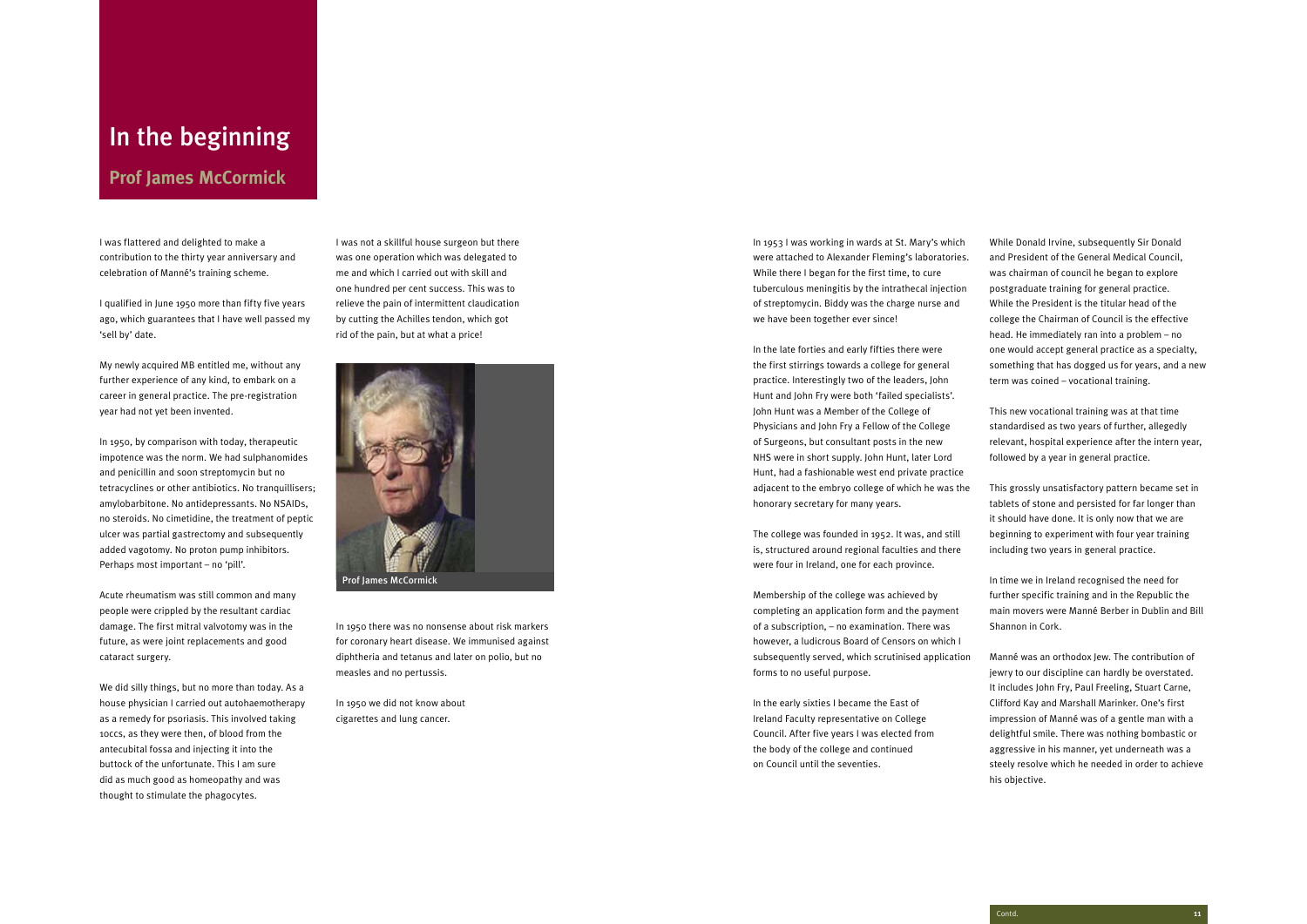# In the beginning

## Prof James McCormick

I was flattered and delighted to make a contribution to the thirty year anniversary and celebration of Manné's training scheme.

I qualified in June 1950 more than fifty five years ago, which guarantees that I have well passed my 'sell by' date.

My newly acquired MB entitled me, without any further experience of any kind, to embark on a career in general practice. The pre-registration year had not yet been invented.

In 1950, by comparison with today, therapeutic impotence was the norm. We had sulphanomides and penicillin and soon streptomycin but no tetracyclines or other antibiotics. No tranquillisers; amylobarbitone. No antidepressants. No NSAIDs, no steroids. No cimetidine, the treatment of peptic ulcer was partial gastrectomy and subsequently added vagotomy. No proton pump inhibitors. Perhaps most important – no 'pill'.

Acute rheumatism was still common and many people were crippled by the resultant cardiac damage. The first mitral valvotomy was in the future, as were joint replacements and good cataract surgery.

We did silly things, but no more than today. As a house physician I carried out autohaemotherapy as a remedy for psoriasis. This involved taking 10ccs, as they were then, of blood from the antecubital fossa and injecting it into the buttock of the unfortunate. This I am sure did as much good as homeopathy and was thought to stimulate the phagocytes.

I was not a skillful house surgeon but there was one operation which was delegated to me and which I carried out with skill and one hundred per cent success. This was to relieve the pain of intermittent claudication by cutting the Achilles tendon, which got rid of the pain, but at what a price!

Prof James McCormick

In 1950 there was no nonsense about risk markers for coronary heart disease. We immunised against diphtheria and tetanus and later on polio, but no measles and no pertussis.

In 1950 we did not know about cigarettes and lung cancer.

In 1953 I was working in wards at St. Mary's which were attached to Alexander Fleming's laboratories. While there I began for the first time, to cure tuberculous meningitis by the intrathecal injection of streptomycin. Biddy was the charge nurse and we have been together ever since!

In the late forties and early fifties there were the first stirrings towards a college for general practice. Interestingly two of the leaders, John Hunt and John Fry were both 'failed specialists'. John Hunt was a Member of the College of Physicians and John Fry a Fellow of the College of Surgeons, but consultant posts in the new NHS were in short supply. John Hunt, later Lord Hunt, had a fashionable west end private practice adjacent to the embryo college of which he was the honorary secretary for many years.

The college was founded in 1952. It was, and still is, structured around regional faculties and there were four in Ireland, one for each province.

Membership of the college was achieved by completing an application form and the payment of a subscription, – no examination. There was however, a ludicrous Board of Censors on which I subsequently served, which scrutinised application forms to no useful purpose.

In the early sixties I became the East of Ireland Faculty representative on College Council. After five years I was elected from the body of the college and continued on Council until the seventies.

While Donald Irvine, subsequently Sir Donald and President of the General Medical Council, was chairman of council he began to explore postgraduate training for general practice. While the President is the titular head of the college the Chairman of Council is the effective head. He immediately ran into a problem – no one would accept general practice as a specialty, something that has dogged us for years, and a new term was coined – vocational training.

This new vocational training was at that time standardised as two years of further, allegedly relevant, hospital experience after the intern year, followed by a year in general practice.

This grossly unsatisfactory pattern became set in tablets of stone and persisted for far longer than it should have done. It is only now that we are beginning to experiment with four year training including two years in general practice.

In time we in Ireland recognised the need for further specific training and in the Republic the main movers were Manné Berber in Dublin and Bill Shannon in Cork.

Manné was an orthodox Jew. The contribution of jewry to our discipline can hardly be overstated. It includes John Fry, Paul Freeling, Stuart Carne, Clifford Kay and Marshall Marinker. One's first impression of Manné was of a gentle man with a delightful smile. There was nothing bombastic or aggressive in his manner, yet underneath was a steely resolve which he needed in order to achieve his objective.

Contd.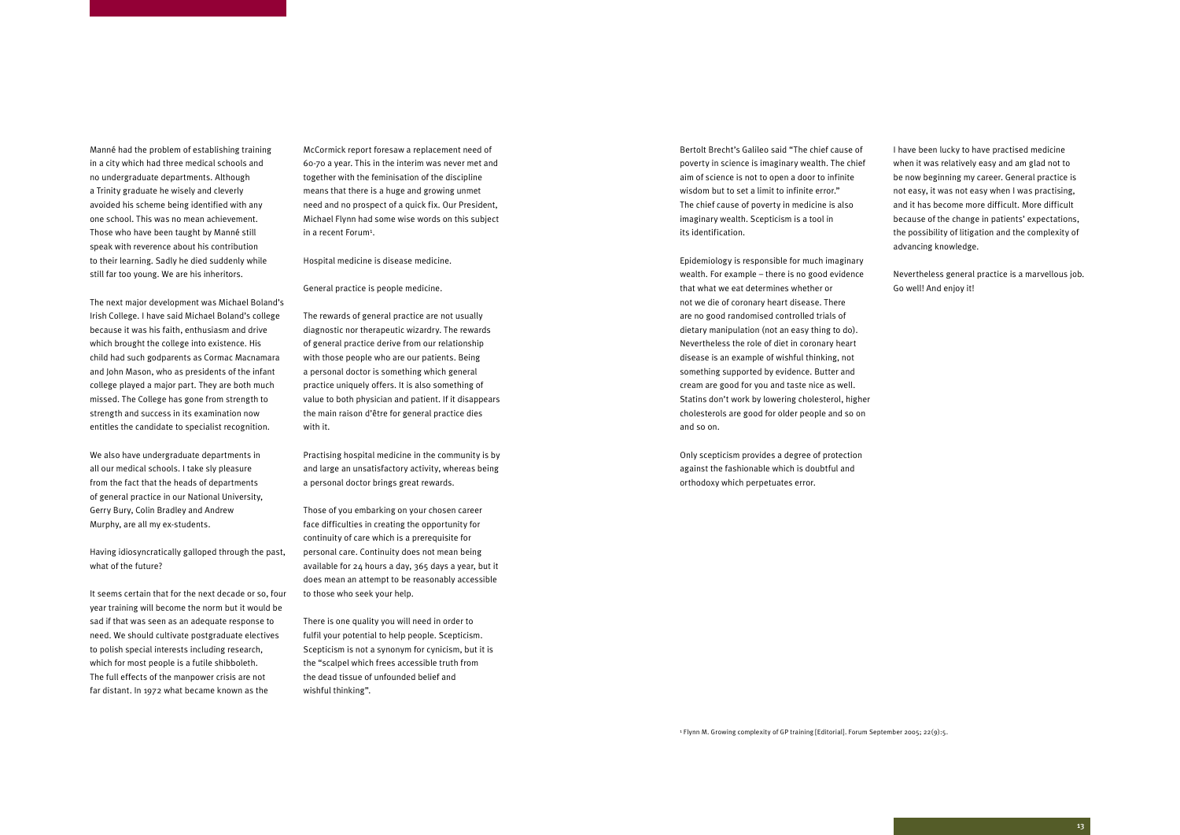Manné had the problem of establishing training in a city which had three medical schools and no undergraduate departments. Although a Trinity graduate he wisely and cleverly avoided his scheme being identified with any one school. This was no mean achievement. Those who have been taught by Manné still speak with reverence about his contribution to their learning. Sadly he died suddenly while still far too young. We are his inheritors.

The next major development was Michael Boland's Irish College. I have said Michael Boland's college because it was his faith, enthusiasm and drive which brought the college into existence. His child had such godparents as Cormac Macnamara and John Mason, who as presidents of the infant college played a major part. They are both much missed. The College has gone from strength to strength and success in its examination now entitles the candidate to specialist recognition.

We also have undergraduate departments in all our medical schools. I take sly pleasure from the fact that the heads of departments of general practice in our National University, Gerry Bury, Colin Bradley and Andrew Murphy, are all my ex-students.

Having idiosyncratically galloped through the past, what of the future?

It seems certain that for the next decade or so, four year training will become the norm but it would be sad if that was seen as an adequate response to need. We should cultivate postgraduate electives to polish special interests including research, which for most people is a futile shibboleth. The full effects of the manpower crisis are not far distant. In 1972 what became known as the McCormick report foresaw a replacement need of 60-70 a year. This in the interim was never met and together with the feminisation of the discipline means that there is a huge and growing unmet need and no prospect of a quick fix. Our President, Michael Flynn had some wise words on this subject in a recent Forum[1].

Hospital medicine is disease medicine.

General practice is people medicine.

The rewards of general practice are not usually diagnostic nor therapeutic wizardry. The rewards of general practice derive from our relationship with those people who are our patients. Being a personal doctor is something which general practice uniquely offers. It is also something of value to both physician and patient. If it disappears the main raison d'être for general practice dies with it.

Practising hospital medicine in the community is by and large an unsatisfactory activity, whereas being a personal doctor brings great rewards.

Those of you embarking on your chosen career face difficulties in creating the opportunity for continuity of care which is a prerequisite for personal care. Continuity does not mean being available for 24 hours a day, 365 days a year, but it does mean an attempt to be reasonably accessible to those who seek your help.

There is one quality you will need in order to fulfil your potential to help people. Scepticism. Scepticism is not a synonym for cynicism, but it is the "scalpel which frees accessible truth from the dead tissue of unfounded belief and wishful thinking".

Bertolt Brecht's Galileo said "The chief cause of poverty in science is imaginary wealth. The chief aim of science is not to open a door to infinite wisdom but to set a limit to infinite error." The chief cause of poverty in medicine is also imaginary wealth. Scepticism is a tool in its identification.

Epidemiology is responsible for much imaginary wealth. For example – there is no good evidence that what we eat determines whether or not we die of coronary heart disease. There are no good randomised controlled trials of dietary manipulation (not an easy thing to do). Nevertheless the role of diet in coronary heart disease is an example of wishful thinking, not something supported by evidence. Butter and cream are good for you and taste nice as well. Statins don't work by lowering cholesterol, higher cholesterols are good for older people and so on and so on.

Only scepticism provides a degree of protection against the fashionable which is doubtful and orthodoxy which perpetuates error.

I have been lucky to have practised medicine when it was relatively easy and am glad not to be now beginning my career. General practice is not easy, it was not easy when I was practising, and it has become more difficult. More difficult because of the change in patients' expectations, the possibility of litigation and the complexity of advancing knowledge.

Nevertheless general practice is a marvellous job. Go well! And enjoy it!

[1] Flynn M. Growing complexity of GP training [Editorial]. Forum September 2005; 22(9):5.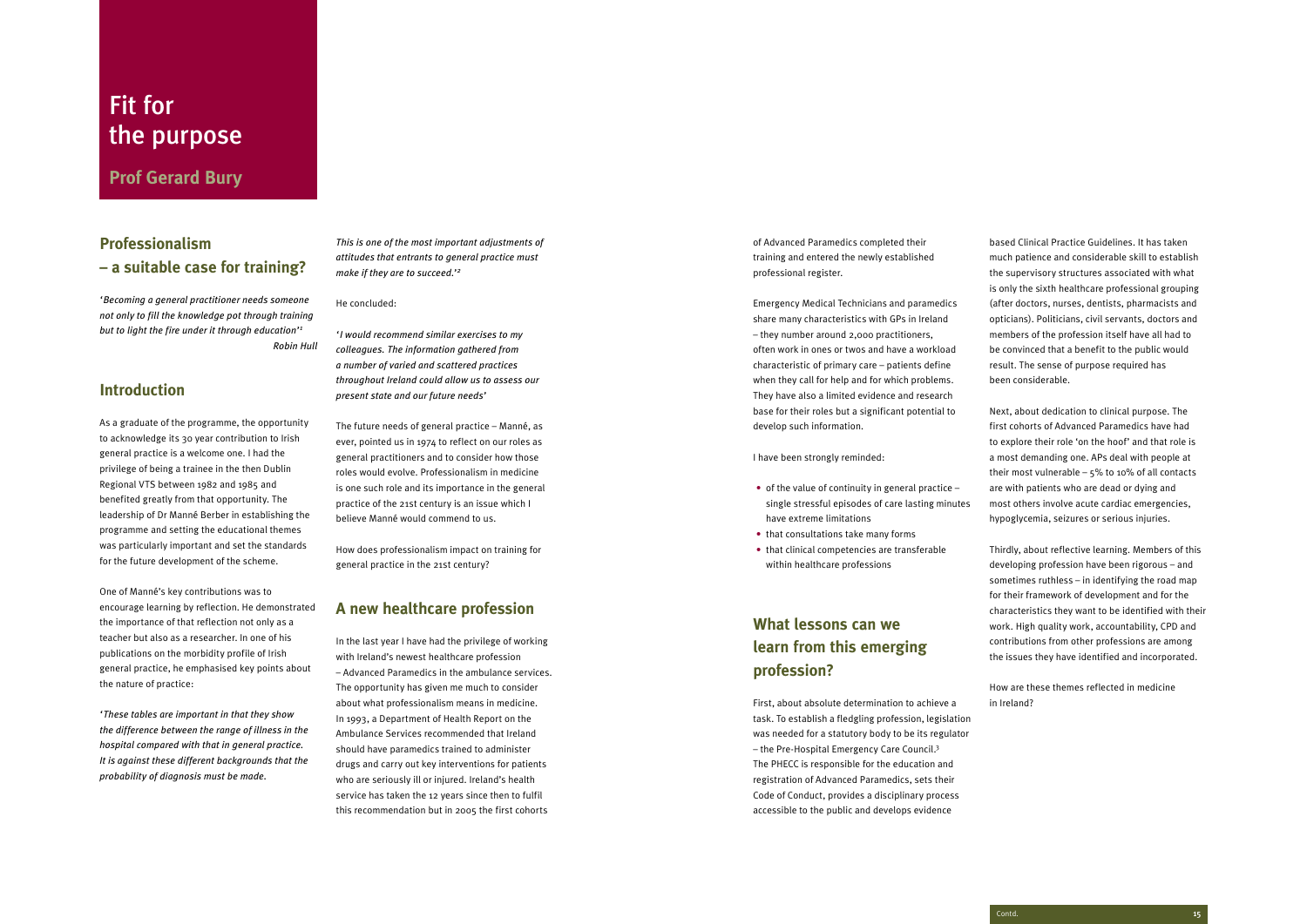# Fit for the purpose

## Prof Gerard Bury

## Professionalism – a suitable case for training?

*'Becoming a general practitioner needs someone not only to fill the knowledge pot through training but to light the fire under it through education'*[1]

*Robin Hull*

## Introduction

As a graduate of the programme, the opportunity to acknowledge its 30 year contribution to Irish general practice is a welcome one. I had the privilege of being a trainee in the then Dublin Regional VTS between 1982 and 1985 and benefited greatly from that opportunity. The leadership of Dr Manné Berber in establishing the programme and setting the educational themes was particularly important and set the standards for the future development of the scheme.

One of Manné's key contributions was to encourage learning by reflection. He demonstrated the importance of that reflection not only as a teacher but also as a researcher. In one of his publications on the morbidity profile of Irish general practice, he emphasised key points about the nature of practice:

*'These tables are important in that they show the difference between the range of illness in the hospital compared with that in general practice. It is against these different backgrounds that the probability of diagnosis must be made. This is one of the most important adjustments of attitudes that entrants to general practice must make if they are to succeed.'*[2]

He concluded:

*'I would recommend similar exercises to my colleagues. The information gathered from a number of varied and scattered practices throughout Ireland could allow us to assess our present state and our future needs'*

The future needs of general practice – Manné, as ever, pointed us in 1974 to reflect on our roles as general practitioners and to consider how those roles would evolve. Professionalism in medicine is one such role and its importance in the general practice of the 21st century is an issue which I believe Manné would commend to us.

How does professionalism impact on training for general practice in the 21st century?

## A new healthcare profession

In the last year I have had the privilege of working with Ireland's newest healthcare profession – Advanced Paramedics in the ambulance services. The opportunity has given me much to consider about what professionalism means in medicine. In 1993, a Department of Health Report on the Ambulance Services recommended that Ireland should have paramedics trained to administer drugs and carry out key interventions for patients who are seriously ill or injured. Ireland's health service has taken the 12 years since then to fulfil this recommendation but in 2005 the first cohorts of Advanced Paramedics completed their training and entered the newly established professional register.

Emergency Medical Technicians and paramedics share many characteristics with GPs in Ireland – they number around 2,000 practitioners, often work in ones or twos and have a workload characteristic of primary care – patients define when they call for help and for which problems. They have also a limited evidence and research base for their roles but a significant potential to develop such information.

I have been strongly reminded:

- of the value of continuity in general practice – single stressful episodes of care lasting minutes have extreme limitations
- that consultations take many forms
- that clinical competencies are transferable within healthcare professions

## What lessons can we learn from this emerging profession?

First, about absolute determination to achieve a task. To establish a fledgling profession, legislation was needed for a statutory body to be its regulator – the Pre-Hospital Emergency Care Council.[3] The PHECC is responsible for the education and registration of Advanced Paramedics, sets their Code of Conduct, provides a disciplinary process accessible to the public and develops evidence based Clinical Practice Guidelines. It has taken much patience and considerable skill to establish the supervisory structures associated with what is only the sixth healthcare professional grouping (after doctors, nurses, dentists, pharmacists and opticians). Politicians, civil servants, doctors and members of the profession itself have all had to be convinced that a benefit to the public would result. The sense of purpose required has been considerable.

Next, about dedication to clinical purpose. The first cohorts of Advanced Paramedics have had to explore their role 'on the hoof' and that role is a most demanding one. APs deal with people at their most vulnerable – 5% to 10% of all contacts are with patients who are dead or dying and most others involve acute cardiac emergencies, hypoglycemia, seizures or serious injuries.

Thirdly, about reflective learning. Members of this developing profession have been rigorous – and sometimes ruthless – in identifying the road map for their framework of development and for the characteristics they want to be identified with their work. High quality work, accountability, CPD and contributions from other professions are among the issues they have identified and incorporated.

How are these themes reflected in medicine in Ireland?

Contd.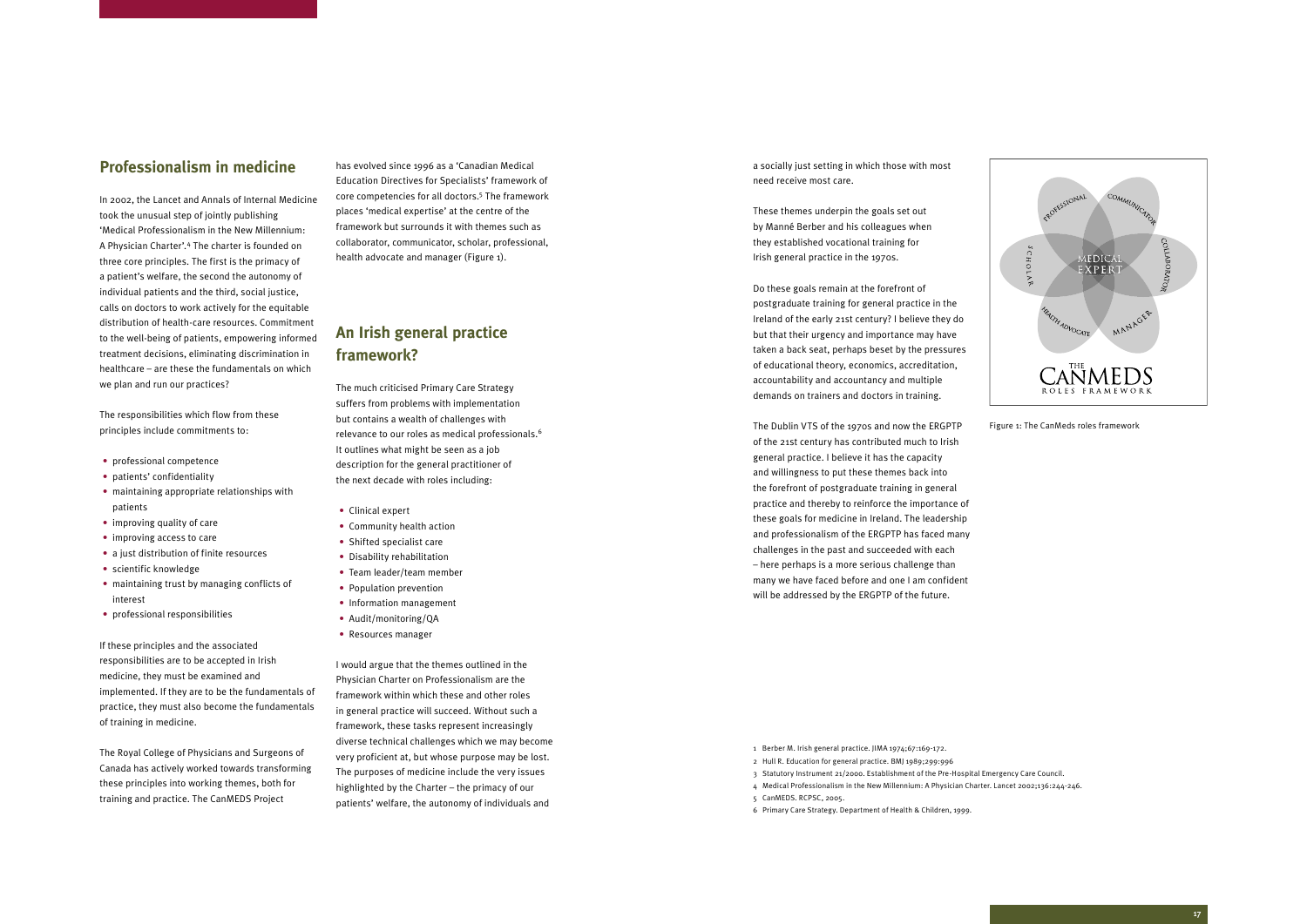## Professionalism in medicine

In 2002, the Lancet and Annals of Internal Medicine took the unusual step of jointly publishing 'Medical Professionalism in the New Millennium: A Physician Charter'.[4] The charter is founded on three core principles. The first is the primacy of a patient's welfare, the second the autonomy of individual patients and the third, social justice, calls on doctors to work actively for the equitable distribution of health-care resources. Commitment to the well-being of patients, empowering informed treatment decisions, eliminating discrimination in healthcare – are these the fundamentals on which we plan and run our practices?

The responsibilities which flow from these principles include commitments to:

- professional competence
- patients' confidentiality
- maintaining appropriate relationships with patients
- improving quality of care
- improving access to care
- a just distribution of finite resources
- scientific knowledge
- maintaining trust by managing conflicts of interest
- professional responsibilities

If these principles and the associated responsibilities are to be accepted in Irish medicine, they must be examined and implemented. If they are to be the fundamentals of practice, they must also become the fundamentals of training in medicine.

The Royal College of Physicians and Surgeons of Canada has actively worked towards transforming these principles into working themes, both for training and practice. The CanMEDS Project has evolved since 1996 as a 'Canadian Medical Education Directives for Specialists' framework of core competencies for all doctors.[5] The framework places 'medical expertise' at the centre of the framework but surrounds it with themes such as collaborator, communicator, scholar, professional, health advocate and manager (Figure 1).

## An Irish general practice framework?

The much criticised Primary Care Strategy suffers from problems with implementation but contains a wealth of challenges with relevance to our roles as medical professionals.[6] It outlines what might be seen as a job description for the general practitioner of the next decade with roles including:

- Clinical expert
- Community health action
- Shifted specialist care
- Disability rehabilitation
- Team leader/team member
- Population prevention
- Information management
- Audit/monitoring/QA
- Resources manager

I would argue that the themes outlined in the Physician Charter on Professionalism are the framework within which these and other roles in general practice will succeed. Without such a framework, these tasks represent increasingly diverse technical challenges which we may become very proficient at, but whose purpose may be lost. The purposes of medicine include the very issues highlighted by the Charter – the primacy of our patients' welfare, the autonomy of individuals and a socially just setting in which those with most need receive most care.

These themes underpin the goals set out by Manné Berber and his colleagues when they established vocational training for Irish general practice in the 1970s.

Do these goals remain at the forefront of postgraduate training for general practice in the Ireland of the early 21st century? I believe they do but that their urgency and importance may have taken a back seat, perhaps beset by the pressures of educational theory, economics, accreditation, accountability and accountancy and multiple demands on trainers and doctors in training.

The Dublin VTS of the 1970s and now the ERGPTP of the 21st century has contributed much to Irish general practice. I believe it has the capacity and willingness to put these themes back into the forefront of postgraduate training in general practice and thereby to reinforce the importance of these goals for medicine in Ireland. The leadership and professionalism of the ERGPTP has faced many challenges in the past and succeeded with each – here perhaps is a more serious challenge than many we have faced before and one I am confident will be addressed by the ERGPTP of the future.

Figure 1: The CanMeds roles framework

1 Berber M. Irish general practice. JIMA 1974;67:169-172.
2 Hull R. Education for general practice. BMJ 1989;299:996
3 Statutory Instrument 21/2000. Establishment of the Pre-Hospital Emergency Care Council.
4 Medical Professionalism in the New Millennium: A Physician Charter. Lancet 2002;136:244-246.
5 CanMEDS. RCPSC, 2005.
6 Primary Care Strategy. Department of Health & Children, 1999.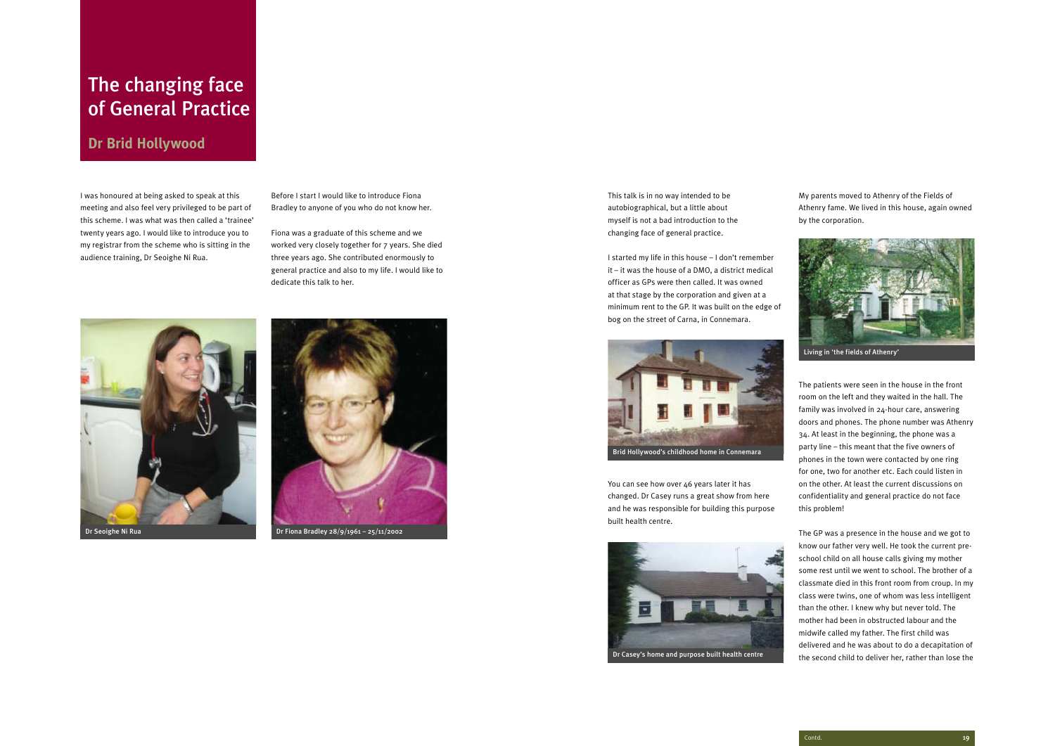# The changing face of General Practice

## Dr Brid Hollywood

I was honoured at being asked to speak at this meeting and also feel very privileged to be part of this scheme. I was what was then called a 'trainee' twenty years ago. I would like to introduce you to my registrar from the scheme who is sitting in the audience training, Dr Seoighe Ni Rua.

Before I start I would like to introduce Fiona Bradley to anyone of you who do not know her.

Fiona was a graduate of this scheme and we worked very closely together for 7 years. She died three years ago. She contributed enormously to general practice and also to my life. I would like to dedicate this talk to her.

Dr Seoighe Ni Rua

Dr Fiona Bradley 28/9/1961 – 25/11/2002

This talk is in no way intended to be autobiographical, but a little about myself is not a bad introduction to the changing face of general practice.

I started my life in this house – I don't remember it – it was the house of a DMO, a district medical officer as GPs were then called. It was owned at that stage by the corporation and given at a minimum rent to the GP. It was built on the edge of bog on the street of Carna, in Connemara.

Brid Hollywood's childhood home in Connemara

You can see how over 46 years later it has changed. Dr Casey runs a great show from here and he was responsible for building this purpose built health centre.

Dr Casey's home and purpose built health centre

My parents moved to Athenry of the Fields of Athenry fame. We lived in this house, again owned by the corporation.

Living in 'the fields of Athenry'

The patients were seen in the house in the front room on the left and they waited in the hall. The family was involved in 24-hour care, answering doors and phones. The phone number was Athenry 34. At least in the beginning, the phone was a party line – this meant that the five owners of phones in the town were contacted by one ring for one, two for another etc. Each could listen in on the other. At least the current discussions on confidentiality and general practice do not face this problem!

The GP was a presence in the house and we got to know our father very well. He took the current pre-school child on all house calls giving my mother some rest until we went to school. The brother of a classmate died in this front room from croup. In my class were twins, one of whom was less intelligent than the other. I knew why but never told. The mother had been in obstructed labour and the midwife called my father. The first child was delivered and he was about to do a decapitation of the second child to deliver her, rather than lose the

Contd.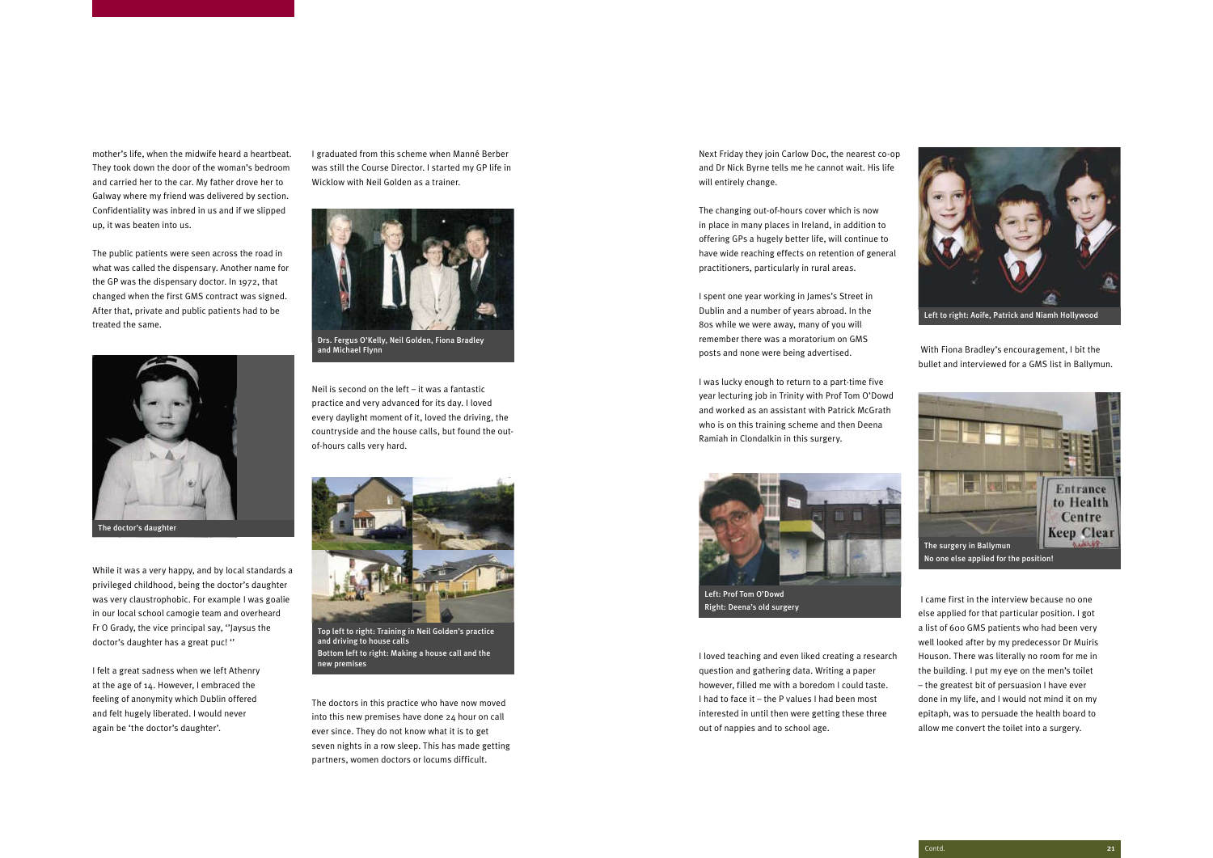mother's life, when the midwife heard a heartbeat. They took down the door of the woman's bedroom and carried her to the car. My father drove her to Galway where my friend was delivered by section. Confidentiality was inbred in us and if we slipped up, it was beaten into us.

The public patients were seen across the road in what was called the dispensary. Another name for the GP was the dispensary doctor. In 1972, that changed when the first GMS contract was signed. After that, private and public patients had to be treated the same.

The doctor's daughter

While it was a very happy, and by local standards a privileged childhood, being the doctor's daughter was very claustrophobic. For example I was goalie in our local school camogie team and overheard Fr O Grady, the vice principal say, "Jaysus the doctor's daughter has a great puc! "

I felt a great sadness when we left Athenry at the age of 14. However, I embraced the feeling of anonymity which Dublin offered and felt hugely liberated. I would never again be 'the doctor's daughter'.

I graduated from this scheme when Manné Berber was still the Course Director. I started my GP life in Wicklow with Neil Golden as a trainer.

Drs. Fergus O'Kelly, Neil Golden, Fiona Bradley and Michael Flynn

Neil is second on the left – it was a fantastic practice and very advanced for its day. I loved every daylight moment of it, loved the driving, the countryside and the house calls, but found the out-of-hours calls very hard.

Top left to right: Training in Neil Golden's practice and driving to house calls
Bottom left to right: Making a house call and the new premises

The doctors in this practice who have now moved into this new premises have done 24 hour on call ever since. They do not know what it is to get seven nights in a row sleep. This has made getting partners, women doctors or locums difficult.

Next Friday they join Carlow Doc, the nearest co-op and Dr Nick Byrne tells me he cannot wait. His life will entirely change.

The changing out-of-hours cover which is now in place in many places in Ireland, in addition to offering GPs a hugely better life, will continue to have wide reaching effects on retention of general practitioners, particularly in rural areas.

I spent one year working in James's Street in Dublin and a number of years abroad. In the 80s while we were away, many of you will remember there was a moratorium on GMS posts and none were being advertised.

I was lucky enough to return to a part-time five year lecturing job in Trinity with Prof Tom O'Dowd and worked as an assistant with Patrick McGrath who is on this training scheme and then Deena Ramiah in Clondalkin in this surgery.

Left: Prof Tom O'Dowd
Right: Deena's old surgery

I loved teaching and even liked creating a research question and gathering data. Writing a paper however, filled me with a boredom I could taste. I had to face it – the P values I had been most interested in until then were getting these three out of nappies and to school age.

Left to right: Aoife, Patrick and Niamh Hollywood

With Fiona Bradley's encouragement, I bit the bullet and interviewed for a GMS list in Ballymun.

The surgery in Ballymun
No one else applied for the position!

I came first in the interview because no one else applied for that particular position. I got a list of 600 GMS patients who had been very well looked after by my predecessor Dr Muiris Houson. There was literally no room for me in the building. I put my eye on the men's toilet – the greatest bit of persuasion I have ever done in my life, and I would not mind it on my epitaph, was to persuade the health board to allow me convert the toilet into a surgery.

Contd.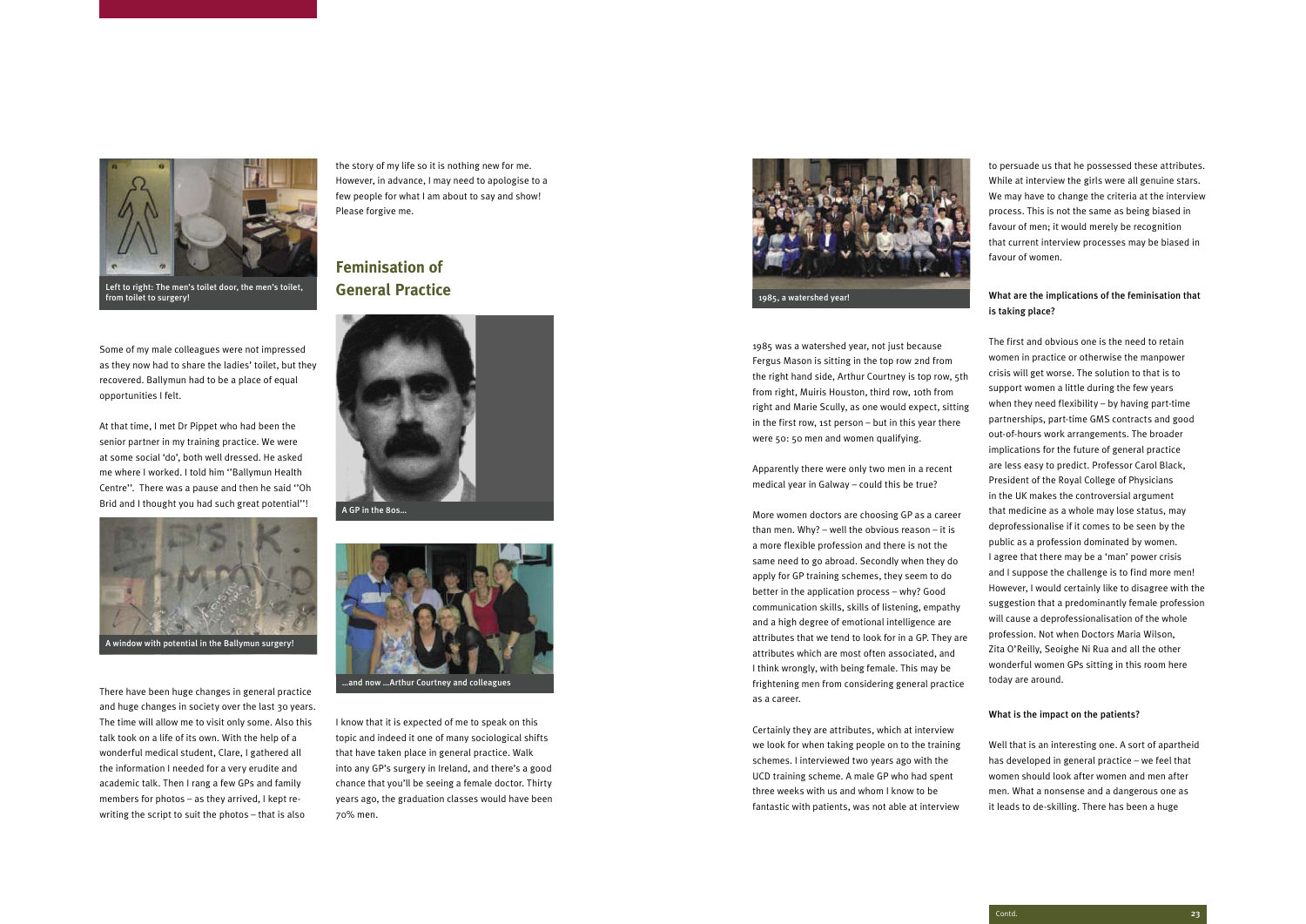Left to right: The men's toilet door, the men's toilet, from toilet to surgery!

Some of my male colleagues were not impressed as they now had to share the ladies' toilet, but they recovered. Ballymun had to be a place of equal opportunities I felt.

At that time, I met Dr Pippet who had been the senior partner in my training practice. We were at some social 'do', both well dressed. He asked me where I worked. I told him ''Ballymun Health Centre''. There was a pause and then he said ''Oh Brid and I thought you had such great potential''!

A window with potential in the Ballymun surgery!

There have been huge changes in general practice and huge changes in society over the last 30 years. The time will allow me to visit only some. Also this talk took on a life of its own. With the help of a wonderful medical student, Clare, I gathered all the information I needed for a very erudite and academic talk. Then I rang a few GPs and family members for photos – as they arrived, I kept re-writing the script to suit the photos – that is also the story of my life so it is nothing new for me. However, in advance, I may need to apologise to a few people for what I am about to say and show! Please forgive me.

## Feminisation of General Practice

A GP in the 80s...

...and now ...Arthur Courtney and colleagues

I know that it is expected of me to speak on this topic and indeed it one of many sociological shifts that have taken place in general practice. Walk into any GP's surgery in Ireland, and there's a good chance that you'll be seeing a female doctor. Thirty years ago, the graduation classes would have been 70% men.

1985, a watershed year!

1985 was a watershed year, not just because Fergus Mason is sitting in the top row 2nd from the right hand side, Arthur Courtney is top row, 5th from right, Muiris Houston, third row, 10th from right and Marie Scully, as one would expect, sitting in the first row, 1st person – but in this year there were 50: 50 men and women qualifying.

Apparently there were only two men in a recent medical year in Galway – could this be true?

More women doctors are choosing GP as a career than men. Why? – well the obvious reason – it is a more flexible profession and there is not the same need to go abroad. Secondly when they do apply for GP training schemes, they seem to do better in the application process – why? Good communication skills, skills of listening, empathy and a high degree of emotional intelligence are attributes that we tend to look for in a GP. They are attributes which are most often associated, and I think wrongly, with being female. This may be frightening men from considering general practice as a career.

Certainly they are attributes, which at interview we look for when taking people on to the training schemes. I interviewed two years ago with the UCD training scheme. A male GP who had spent three weeks with us and whom I know to be fantastic with patients, was not able at interview to persuade us that he possessed these attributes. While at interview the girls were all genuine stars. We may have to change the criteria at the interview process. This is not the same as being biased in favour of men; it would merely be recognition that current interview processes may be biased in favour of women.

**What are the implications of the feminisation that is taking place?**

The first and obvious one is the need to retain women in practice or otherwise the manpower crisis will get worse. The solution to that is to support women a little during the few years when they need flexibility – by having part-time partnerships, part-time GMS contracts and good out-of-hours work arrangements. The broader implications for the future of general practice are less easy to predict. Professor Carol Black, President of the Royal College of Physicians in the UK makes the controversial argument that medicine as a whole may lose status, may deprofessionalise if it comes to be seen by the public as a profession dominated by women. I agree that there may be a 'man' power crisis and I suppose the challenge is to find more men! However, I would certainly like to disagree with the suggestion that a predominantly female profession will cause a deprofessionalisation of the whole profession. Not when Doctors Maria Wilson, Zita O'Reilly, Seoighe Ni Rua and all the other wonderful women GPs sitting in this room here today are around.

**What is the impact on the patients?**

Well that is an interesting one. A sort of apartheid has developed in general practice – we feel that women should look after women and men after men. What a nonsense and a dangerous one as it leads to de-skilling. There has been a huge

Contd.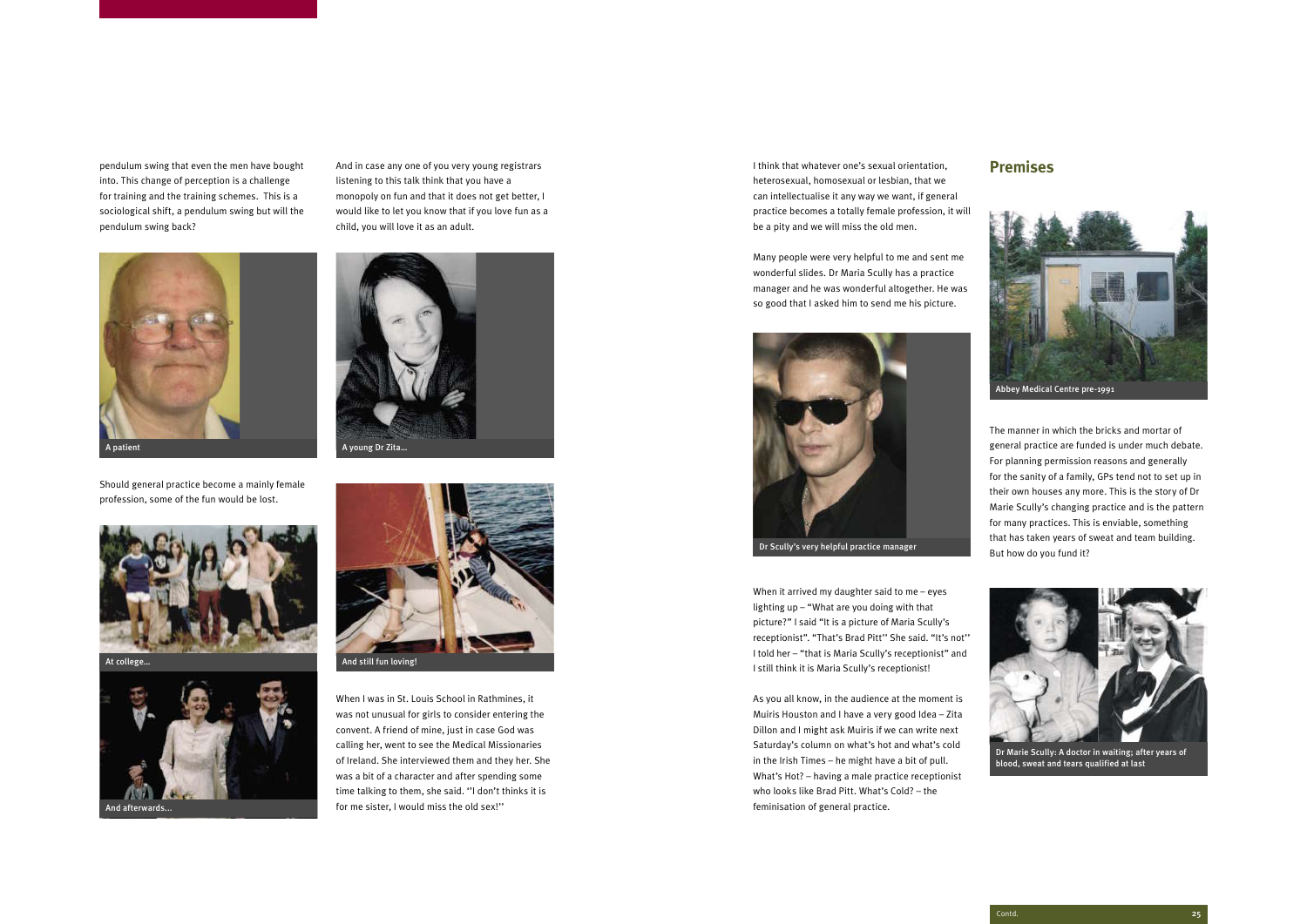pendulum swing that even the men have bought into. This change of perception is a challenge for training and the training schemes. This is a sociological shift, a pendulum swing but will the pendulum swing back?

A patient

Should general practice become a mainly female profession, some of the fun would be lost.

At college...

And afterwards...

And in case any one of you very young registrars listening to this talk think that you have a monopoly on fun and that it does not get better, I would like to let you know that if you love fun as a child, you will love it as an adult.

A young Dr Zita...

And still fun loving!

When I was in St. Louis School in Rathmines, it was not unusual for girls to consider entering the convent. A friend of mine, just in case God was calling her, went to see the Medical Missionaries of Ireland. She interviewed them and they her. She was a bit of a character and after spending some time talking to them, she said. ''I don't thinks it is for me sister, I would miss the old sex!''

I think that whatever one's sexual orientation, heterosexual, homosexual or lesbian, that we can intellectualise it any way we want, if general practice becomes a totally female profession, it will be a pity and we will miss the old men.

Many people were very helpful to me and sent me wonderful slides. Dr Maria Scully has a practice manager and he was wonderful altogether. He was so good that I asked him to send me his picture.

Dr Scully's very helpful practice manager

When it arrived my daughter said to me – eyes lighting up – "What are you doing with that picture?" I said "It is a picture of Maria Scully's receptionist". "That's Brad Pitt'' She said. "It's not'' I told her – "that is Maria Scully's receptionist" and I still think it is Maria Scully's receptionist!

As you all know, in the audience at the moment is Muiris Houston and I have a very good Idea – Zita Dillon and I might ask Muiris if we can write next Saturday's column on what's hot and what's cold in the Irish Times – he might have a bit of pull. What's Hot? – having a male practice receptionist who looks like Brad Pitt. What's Cold? – the feminisation of general practice.

## Premises

Abbey Medical Centre pre-1991

The manner in which the bricks and mortar of general practice are funded is under much debate. For planning permission reasons and generally for the sanity of a family, GPs tend not to set up in their own houses any more. This is the story of Dr Marie Scully's changing practice and is the pattern for many practices. This is enviable, something that has taken years of sweat and team building. But how do you fund it?

Dr Marie Scully: A doctor in waiting; after years of blood, sweat and tears qualified at last

Contd.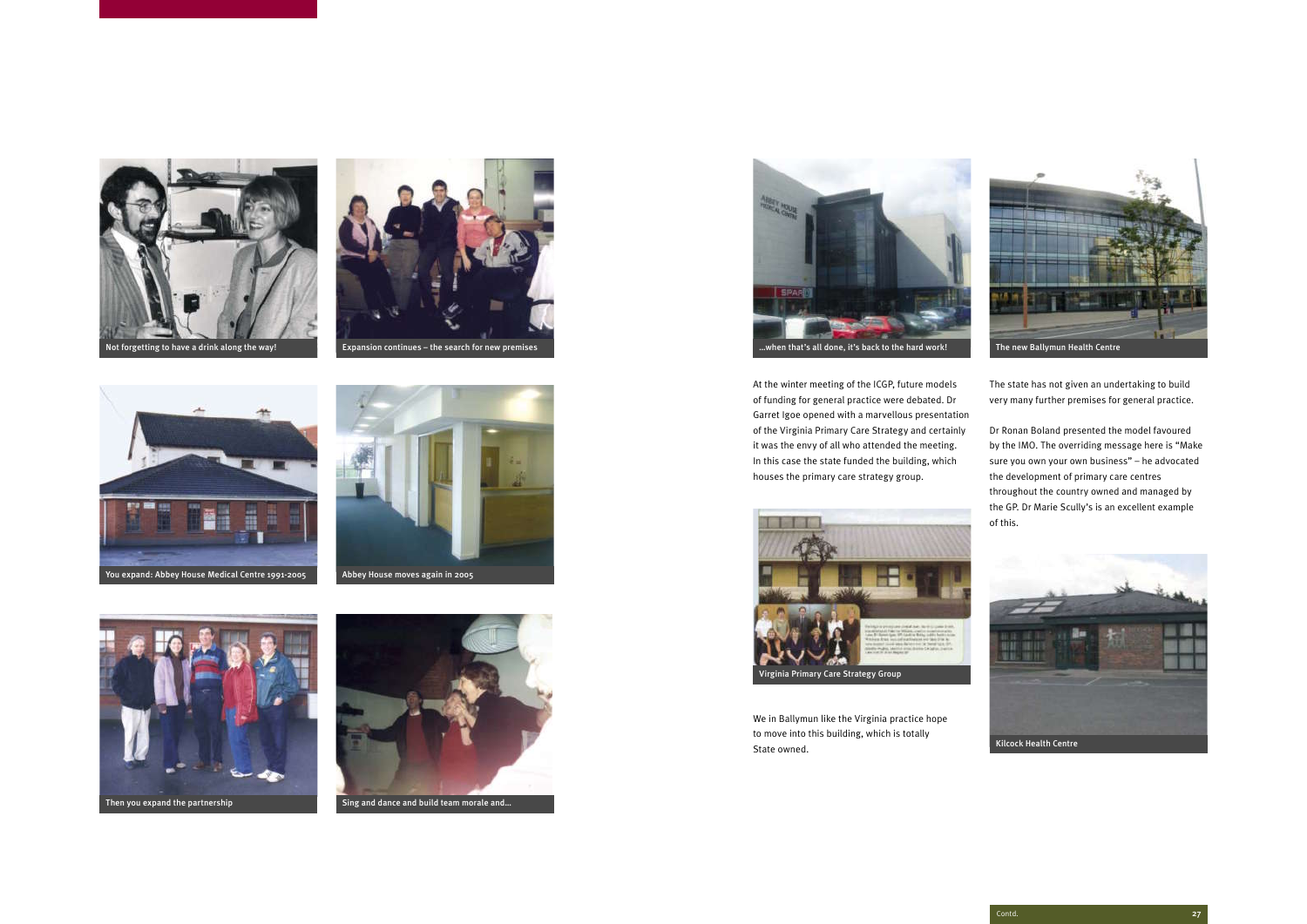Not forgetting to have a drink along the way!

Expansion continues – the search for new premises

You expand: Abbey House Medical Centre 1991-2005

Abbey House moves again in 2005

Then you expand the partnership

Sing and dance and build team morale and...

...when that's all done, it's back to the hard work!

The new Ballymun Health Centre

At the winter meeting of the ICGP, future models of funding for general practice were debated. Dr Garret Igoe opened with a marvellous presentation of the Virginia Primary Care Strategy and certainly it was the envy of all who attended the meeting. In this case the state funded the building, which houses the primary care strategy group.

Virginia Primary Care Strategy Group

We in Ballymun like the Virginia practice hope to move into this building, which is totally State owned.

The state has not given an undertaking to build very many further premises for general practice.

Dr Ronan Boland presented the model favoured by the IMO. The overriding message here is "Make sure you own your own business" – he advocated the development of primary care centres throughout the country owned and managed by the GP. Dr Marie Scully's is an excellent example of this.

Kilcock Health Centre

Contd.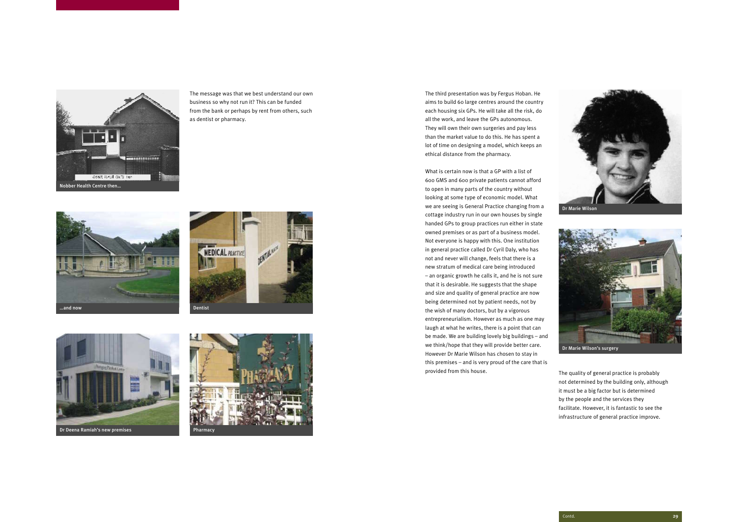Nobber Health Centre then...

The message was that we best understand our own business so why not run it? This can be funded from the bank or perhaps by rent from others, such as dentist or pharmacy.

...and now

Dentist

Dr Deena Ramiah's new premises

Pharmacy

The third presentation was by Fergus Hoban. He aims to build 60 large centres around the country each housing six GPs. He will take all the risk, do all the work, and leave the GPs autonomous. They will own their own surgeries and pay less than the market value to do this. He has spent a lot of time on designing a model, which keeps an ethical distance from the pharmacy.

What is certain now is that a GP with a list of 600 GMS and 600 private patients cannot afford to open in many parts of the country without looking at some type of economic model. What we are seeing is General Practice changing from a cottage industry run in our own houses by single handed GPs to group practices run either in state owned premises or as part of a business model. Not everyone is happy with this. One institution in general practice called Dr Cyril Daly, who has not and never will change, feels that there is a new stratum of medical care being introduced – an organic growth he calls it, and he is not sure that it is desirable. He suggests that the shape and size and quality of general practice are now being determined not by patient needs, not by the wish of many doctors, but by a vigorous entrepreneurialism. However as much as one may laugh at what he writes, there is a point that can be made. We are building lovely big buildings – and we think/hope that they will provide better care. However Dr Marie Wilson has chosen to stay in this premises – and is very proud of the care that is provided from this house.

Dr Marie Wilson

Dr Marie Wilson's surgery

The quality of general practice is probably not determined by the building only, although it must be a big factor but is determined by the people and the services they facilitate. However, it is fantastic to see the infrastructure of general practice improve.

Contd.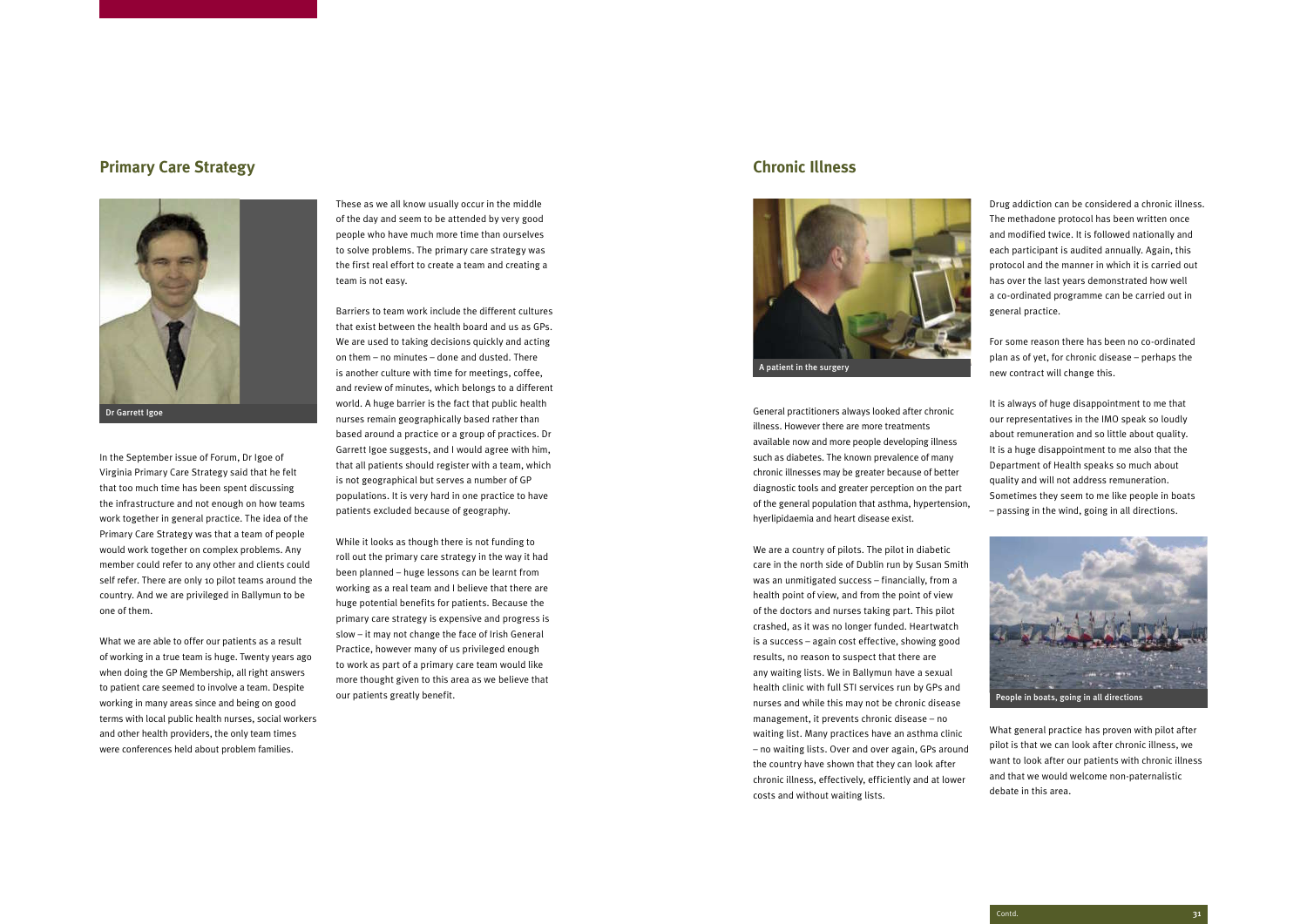## Primary Care Strategy

Dr Garrett Igoe

In the September issue of Forum, Dr Igoe of Virginia Primary Care Strategy said that he felt that too much time has been spent discussing the infrastructure and not enough on how teams work together in general practice. The idea of the Primary Care Strategy was that a team of people would work together on complex problems. Any member could refer to any other and clients could self refer. There are only 10 pilot teams around the country. And we are privileged in Ballymun to be one of them.

What we are able to offer our patients as a result of working in a true team is huge. Twenty years ago when doing the GP Membership, all right answers to patient care seemed to involve a team. Despite working in many areas since and being on good terms with local public health nurses, social workers and other health providers, the only team times were conferences held about problem families.

These as we all know usually occur in the middle of the day and seem to be attended by very good people who have much more time than ourselves to solve problems. The primary care strategy was the first real effort to create a team and creating a team is not easy.

Barriers to team work include the different cultures that exist between the health board and us as GPs. We are used to taking decisions quickly and acting on them – no minutes – done and dusted. There is another culture with time for meetings, coffee, and review of minutes, which belongs to a different world. A huge barrier is the fact that public health nurses remain geographically based rather than based around a practice or a group of practices. Dr Garrett Igoe suggests, and I would agree with him, that all patients should register with a team, which is not geographical but serves a number of GP populations. It is very hard in one practice to have patients excluded because of geography.

While it looks as though there is not funding to roll out the primary care strategy in the way it had been planned – huge lessons can be learnt from working as a real team and I believe that there are huge potential benefits for patients. Because the primary care strategy is expensive and progress is slow – it may not change the face of Irish General Practice, however many of us privileged enough to work as part of a primary care team would like more thought given to this area as we believe that our patients greatly benefit.

## Chronic Illness

A patient in the surgery

General practitioners always looked after chronic illness. However there are more treatments available now and more people developing illness such as diabetes. The known prevalence of many chronic illnesses may be greater because of better diagnostic tools and greater perception on the part of the general population that asthma, hypertension, hyerlipidaemia and heart disease exist.

We are a country of pilots. The pilot in diabetic care in the north side of Dublin run by Susan Smith was an unmitigated success – financially, from a health point of view, and from the point of view of the doctors and nurses taking part. This pilot crashed, as it was no longer funded. Heartwatch is a success – again cost effective, showing good results, no reason to suspect that there are any waiting lists. We in Ballymun have a sexual health clinic with full STI services run by GPs and nurses and while this may not be chronic disease management, it prevents chronic disease – no waiting list. Many practices have an asthma clinic – no waiting lists. Over and over again, GPs around the country have shown that they can look after chronic illness, effectively, efficiently and at lower costs and without waiting lists.

Drug addiction can be considered a chronic illness. The methadone protocol has been written once and modified twice. It is followed nationally and each participant is audited annually. Again, this protocol and the manner in which it is carried out has over the last years demonstrated how well a co-ordinated programme can be carried out in general practice.

For some reason there has been no co-ordinated plan as of yet, for chronic disease – perhaps the new contract will change this.

It is always of huge disappointment to me that our representatives in the IMO speak so loudly about remuneration and so little about quality. It is a huge disappointment to me also that the Department of Health speaks so much about quality and will not address remuneration. Sometimes they seem to me like people in boats – passing in the wind, going in all directions.

People in boats, going in all directions

What general practice has proven with pilot after pilot is that we can look after chronic illness, we want to look after our patients with chronic illness and that we would welcome non-paternalistic debate in this area.

Contd.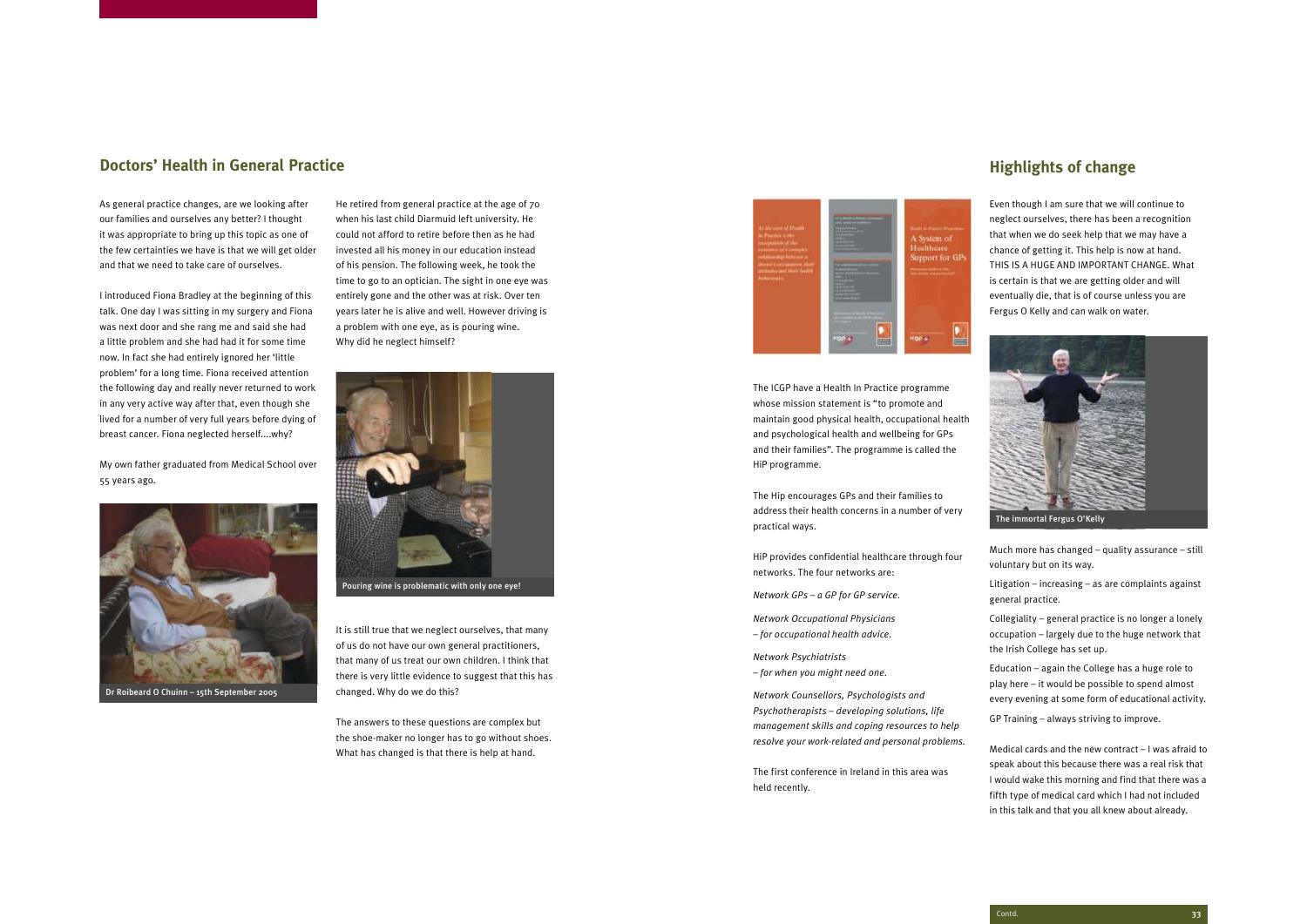## Doctors' Health in General Practice

As general practice changes, are we looking after our families and ourselves any better? I thought it was appropriate to bring up this topic as one of the few certainties we have is that we will get older and that we need to take care of ourselves.

I introduced Fiona Bradley at the beginning of this talk. One day I was sitting in my surgery and Fiona was next door and she rang me and said she had a little problem and she had had it for some time now. In fact she had entirely ignored her 'little problem' for a long time. Fiona received attention the following day and really never returned to work in any very active way after that, even though she lived for a number of very full years before dying of breast cancer. Fiona neglected herself....why?

My own father graduated from Medical School over 55 years ago.

Dr Roibeard O Chuinn – 15th September 2005

He retired from general practice at the age of 70 when his last child Diarmuid left university. He could not afford to retire before then as he had invested all his money in our education instead of his pension. The following week, he took the time to go to an optician. The sight in one eye was entirely gone and the other was at risk. Over ten years later he is alive and well. However driving is a problem with one eye, as is pouring wine. Why did he neglect himself?

Pouring wine is problematic with only one eye!

It is still true that we neglect ourselves, that many of us do not have our own general practitioners, that many of us treat our own children. I think that there is very little evidence to suggest that this has changed. Why do we do this?

The answers to these questions are complex but the shoe-maker no longer has to go without shoes. What has changed is that there is help at hand.

The ICGP have a Health In Practice programme whose mission statement is "to promote and maintain good physical health, occupational health and psychological health and wellbeing for GPs and their families". The programme is called the HiP programme.

The Hip encourages GPs and their families to address their health concerns in a number of very practical ways.

HiP provides confidential healthcare through four networks. The four networks are:

*Network GPs – a GP for GP service.*

*Network Occupational Physicians – for occupational health advice.*

*Network Psychiatrists – for when you might need one.*

*Network Counsellors, Psychologists and Psychotherapists – developing solutions, life management skills and coping resources to help resolve your work-related and personal problems.*

The first conference in Ireland in this area was held recently.

## Highlights of change

Even though I am sure that we will continue to neglect ourselves, there has been a recognition that when we do seek help that we may have a chance of getting it. This help is now at hand. THIS IS A HUGE AND IMPORTANT CHANGE. What is certain is that we are getting older and will eventually die, that is of course unless you are Fergus O Kelly and can walk on water.

The immortal Fergus O'Kelly

Much more has changed – quality assurance – still voluntary but on its way.

Litigation – increasing – as are complaints against general practice.

Collegiality – general practice is no longer a lonely occupation – largely due to the huge network that the Irish College has set up.

Education – again the College has a huge role to play here – it would be possible to spend almost every evening at some form of educational activity.

GP Training – always striving to improve.

Medical cards and the new contract – I was afraid to speak about this because there was a real risk that I would wake this morning and find that there was a fifth type of medical card which I had not included in this talk and that you all knew about already.

Contd.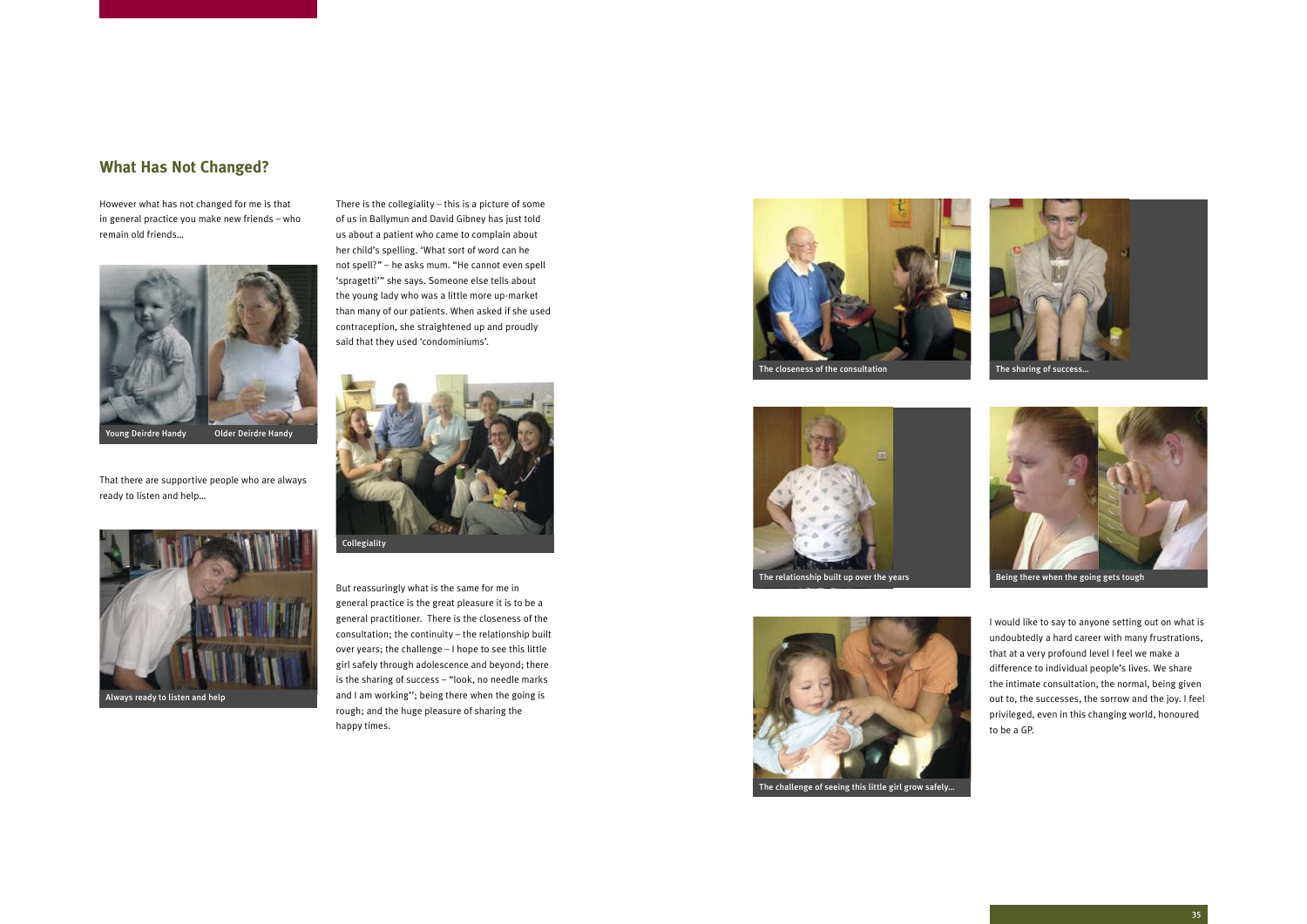## What Has Not Changed?

However what has not changed for me is that in general practice you make new friends – who remain old friends…

Young Deirdre Handy

Older Deirdre Handy

That there are supportive people who are always ready to listen and help…

Always ready to listen and help

There is the collegiality – this is a picture of some of us in Ballymun and David Gibney has just told us about a patient who came to complain about her child's spelling. 'What sort of word can he not spell?" – he asks mum. "He cannot even spell 'spragetti'" she says. Someone else tells about the young lady who was a little more up-market than many of our patients. When asked if she used contraception, she straightened up and proudly said that they used 'condominiums'.

Collegiality

But reassuringly what is the same for me in general practice is the great pleasure it is to be a general practitioner. There is the closeness of the consultation; the continuity – the relationship built over years; the challenge – I hope to see this little girl safely through adolescence and beyond; there is the sharing of success – "look, no needle marks and I am working''; being there when the going is rough; and the huge pleasure of sharing the happy times.

The closeness of the consultation

The sharing of success…

The relationship built up over the years

Being there when the going gets tough

The challenge of seeing this little girl grow safely…

I would like to say to anyone setting out on what is undoubtedly a hard career with many frustrations, that at a very profound level I feel we make a difference to individual people's lives. We share the intimate consultation, the normal, being given out to, the successes, the sorrow and the joy. I feel privileged, even in this changing world, honoured to be a GP.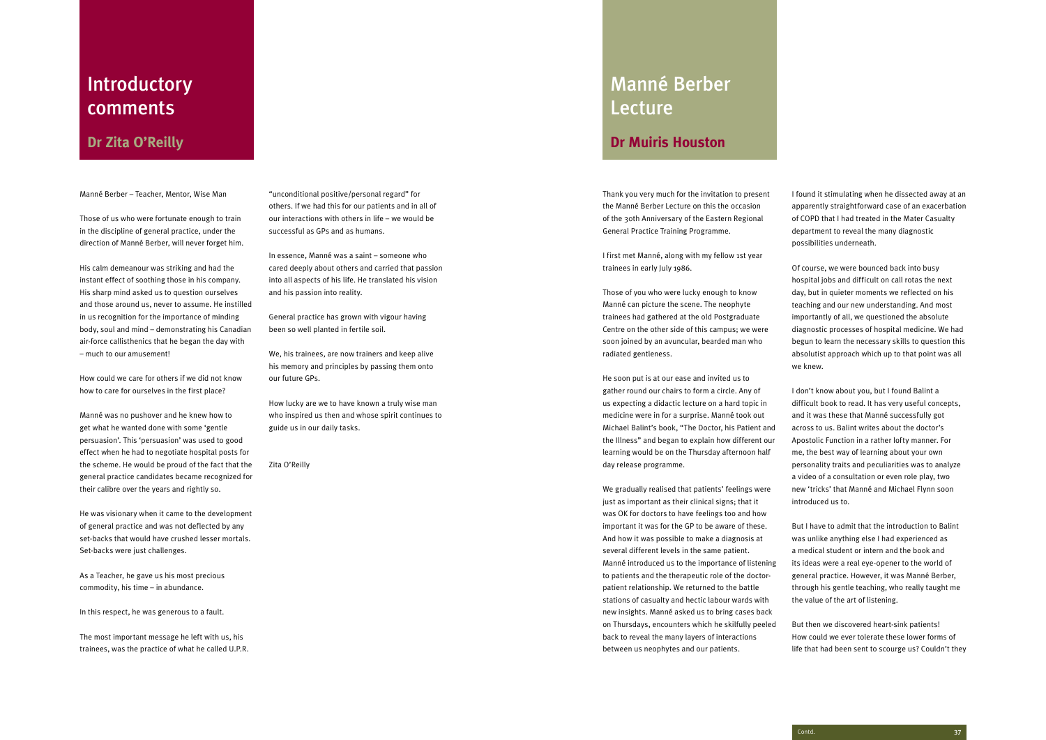# Introductory comments

## Dr Zita O'Reilly

Manné Berber – Teacher, Mentor, Wise Man

Those of us who were fortunate enough to train in the discipline of general practice, under the direction of Manné Berber, will never forget him.

His calm demeanour was striking and had the instant effect of soothing those in his company. His sharp mind asked us to question ourselves and those around us, never to assume. He instilled in us recognition for the importance of minding body, soul and mind – demonstrating his Canadian air-force callisthenics that he began the day with – much to our amusement!

How could we care for others if we did not know how to care for ourselves in the first place?

Manné was no pushover and he knew how to get what he wanted done with some 'gentle persuasion'. This 'persuasion' was used to good effect when he had to negotiate hospital posts for the scheme. He would be proud of the fact that the general practice candidates became recognized for their calibre over the years and rightly so.

He was visionary when it came to the development of general practice and was not deflected by any set-backs that would have crushed lesser mortals. Set-backs were just challenges.

As a Teacher, he gave us his most precious commodity, his time – in abundance.

In this respect, he was generous to a fault.

The most important message he left with us, his trainees, was the practice of what he called U.P.R. "unconditional positive/personal regard" for others. If we had this for our patients and in all of our interactions with others in life – we would be successful as GPs and as humans.

In essence, Manné was a saint – someone who cared deeply about others and carried that passion into all aspects of his life. He translated his vision and his passion into reality.

General practice has grown with vigour having been so well planted in fertile soil.

We, his trainees, are now trainers and keep alive his memory and principles by passing them onto our future GPs.

How lucky are we to have known a truly wise man who inspired us then and whose spirit continues to guide us in our daily tasks.

Zita O'Reilly

# Manné Berber Lecture

## Dr Muiris Houston

Thank you very much for the invitation to present the Manné Berber Lecture on this the occasion of the 30th Anniversary of the Eastern Regional General Practice Training Programme.

I first met Manné, along with my fellow 1st year trainees in early July 1986.

Those of you who were lucky enough to know Manné can picture the scene. The neophyte trainees had gathered at the old Postgraduate Centre on the other side of this campus; we were soon joined by an avuncular, bearded man who radiated gentleness.

He soon put is at our ease and invited us to gather round our chairs to form a circle. Any of us expecting a didactic lecture on a hard topic in medicine were in for a surprise. Manné took out Michael Balint's book, "The Doctor, his Patient and the Illness" and began to explain how different our learning would be on the Thursday afternoon half day release programme.

We gradually realised that patients' feelings were just as important as their clinical signs; that it was OK for doctors to have feelings too and how important it was for the GP to be aware of these. And how it was possible to make a diagnosis at several different levels in the same patient. Manné introduced us to the importance of listening to patients and the therapeutic role of the doctor-patient relationship. We returned to the battle stations of casualty and hectic labour wards with new insights. Manné asked us to bring cases back on Thursdays, encounters which he skilfully peeled back to reveal the many layers of interactions between us neophytes and our patients.

I found it stimulating when he dissected away at an apparently straightforward case of an exacerbation of COPD that I had treated in the Mater Casualty department to reveal the many diagnostic possibilities underneath.

Of course, we were bounced back into busy hospital jobs and difficult on call rotas the next day, but in quieter moments we reflected on his teaching and our new understanding. And most importantly of all, we questioned the absolute diagnostic processes of hospital medicine. We had begun to learn the necessary skills to question this absolutist approach which up to that point was all we knew.

I don't know about you, but I found Balint a difficult book to read. It has very useful concepts, and it was these that Manné successfully got across to us. Balint writes about the doctor's Apostolic Function in a rather lofty manner. For me, the best way of learning about your own personality traits and peculiarities was to analyze a video of a consultation or even role play, two new 'tricks' that Manné and Michael Flynn soon introduced us to.

But I have to admit that the introduction to Balint was unlike anything else I had experienced as a medical student or intern and the book and its ideas were a real eye-opener to the world of general practice. However, it was Manné Berber, through his gentle teaching, who really taught me the value of the art of listening.

But then we discovered heart-sink patients! How could we ever tolerate these lower forms of life that had been sent to scourge us? Couldn't they

Contd.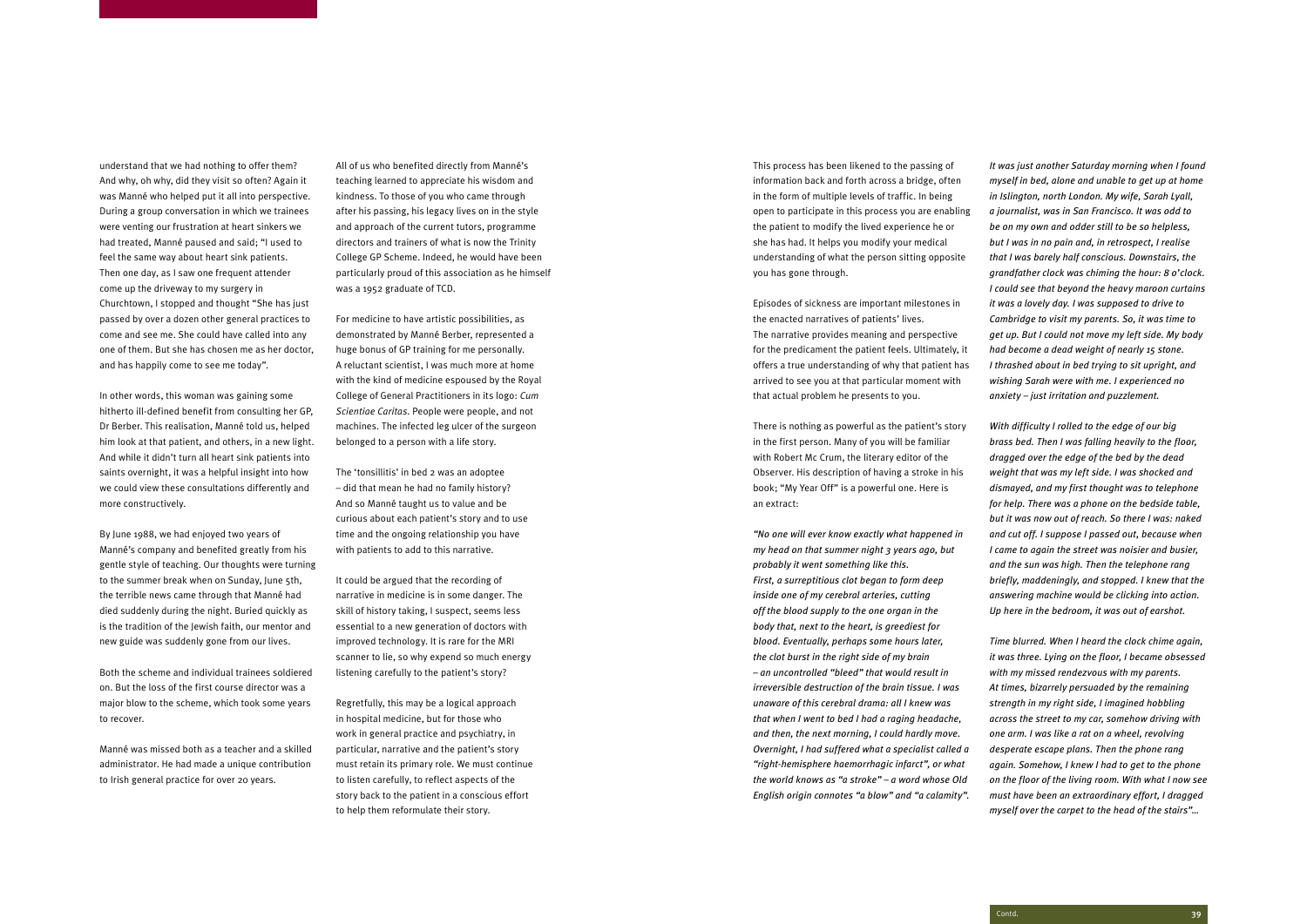understand that we had nothing to offer them? And why, oh why, did they visit so often? Again it was Manné who helped put it all into perspective. During a group conversation in which we trainees were venting our frustration at heart sinkers we had treated, Manné paused and said; "I used to feel the same way about heart sink patients. Then one day, as I saw one frequent attender come up the driveway to my surgery in Churchtown, I stopped and thought "She has just passed by over a dozen other general practices to come and see me. She could have called into any one of them. But she has chosen me as her doctor, and has happily come to see me today".

In other words, this woman was gaining some hitherto ill-defined benefit from consulting her GP, Dr Berber. This realisation, Manné told us, helped him look at that patient, and others, in a new light. And while it didn't turn all heart sink patients into saints overnight, it was a helpful insight into how we could view these consultations differently and more constructively.

By June 1988, we had enjoyed two years of Manné's company and benefited greatly from his gentle style of teaching. Our thoughts were turning to the summer break when on Sunday, June 5th, the terrible news came through that Manné had died suddenly during the night. Buried quickly as is the tradition of the Jewish faith, our mentor and new guide was suddenly gone from our lives.

Both the scheme and individual trainees soldiered on. But the loss of the first course director was a major blow to the scheme, which took some years to recover.

Manné was missed both as a teacher and a skilled administrator. He had made a unique contribution to Irish general practice for over 20 years.

All of us who benefited directly from Manné's teaching learned to appreciate his wisdom and kindness. To those of you who came through after his passing, his legacy lives on in the style and approach of the current tutors, programme directors and trainers of what is now the Trinity College GP Scheme. Indeed, he would have been particularly proud of this association as he himself was a 1952 graduate of TCD.

For medicine to have artistic possibilities, as demonstrated by Manné Berber, represented a huge bonus of GP training for me personally. A reluctant scientist, I was much more at home with the kind of medicine espoused by the Royal College of General Practitioners in its logo: *Cum Scientiae Caritas*. People were people, and not machines. The infected leg ulcer of the surgeon belonged to a person with a life story.

The 'tonsillitis' in bed 2 was an adoptee – did that mean he had no family history? And so Manné taught us to value and be curious about each patient's story and to use time and the ongoing relationship you have with patients to add to this narrative.

It could be argued that the recording of narrative in medicine is in some danger. The skill of history taking, I suspect, seems less essential to a new generation of doctors with improved technology. It is rare for the MRI scanner to lie, so why expend so much energy listening carefully to the patient's story?

Regretfully, this may be a logical approach in hospital medicine, but for those who work in general practice and psychiatry, in particular, narrative and the patient's story must retain its primary role. We must continue to listen carefully, to reflect aspects of the story back to the patient in a conscious effort to help them reformulate their story.

This process has been likened to the passing of information back and forth across a bridge, often in the form of multiple levels of traffic. In being open to participate in this process you are enabling the patient to modify the lived experience he or she has had. It helps you modify your medical understanding of what the person sitting opposite you has gone through.

Episodes of sickness are important milestones in the enacted narratives of patients' lives. The narrative provides meaning and perspective for the predicament the patient feels. Ultimately, it offers a true understanding of why that patient has arrived to see you at that particular moment with that actual problem he presents to you.

There is nothing as powerful as the patient's story in the first person. Many of you will be familiar with Robert Mc Crum, the literary editor of the Observer. His description of having a stroke in his book; "My Year Off" is a powerful one. Here is an extract:

*"No one will ever know exactly what happened in my head on that summer night 3 years ago, but probably it went something like this. First, a surreptitious clot began to form deep inside one of my cerebral arteries, cutting off the blood supply to the one organ in the body that, next to the heart, is greediest for blood. Eventually, perhaps some hours later, the clot burst in the right side of my brain – an uncontrolled "bleed" that would result in irreversible destruction of the brain tissue. I was unaware of this cerebral drama: all I knew was that when I went to bed I had a raging headache, and then, the next morning, I could hardly move. Overnight, I had suffered what a specialist called a "right-hemisphere haemorrhagic infarct", or what the world knows as "a stroke" – a word whose Old English origin connotes "a blow" and "a calamity".*

*It was just another Saturday morning when I found myself in bed, alone and unable to get up at home in Islington, north London. My wife, Sarah Lyall, a journalist, was in San Francisco. It was odd to be on my own and odder still to be so helpless, but I was in no pain and, in retrospect, I realise that I was barely half conscious. Downstairs, the grandfather clock was chiming the hour: 8 o'clock. I could see that beyond the heavy maroon curtains it was a lovely day. I was supposed to drive to Cambridge to visit my parents. So, it was time to get up. But I could not move my left side. My body had become a dead weight of nearly 15 stone. I thrashed about in bed trying to sit upright, and wishing Sarah were with me. I experienced no anxiety – just irritation and puzzlement.*

*With difficulty I rolled to the edge of our big brass bed. Then I was falling heavily to the floor, dragged over the edge of the bed by the dead weight that was my left side. I was shocked and dismayed, and my first thought was to telephone for help. There was a phone on the bedside table, but it was now out of reach. So there I was: naked and cut off. I suppose I passed out, because when I came to again the street was noisier and busier, and the sun was high. Then the telephone rang briefly, maddeningly, and stopped. I knew that the answering machine would be clicking into action. Up here in the bedroom, it was out of earshot.*

*Time blurred. When I heard the clock chime again, it was three. Lying on the floor, I became obsessed with my missed rendezvous with my parents. At times, bizarrely persuaded by the remaining strength in my right side, I imagined hobbling across the street to my car, somehow driving with one arm. I was like a rat on a wheel, revolving desperate escape plans. Then the phone rang again. Somehow, I knew I had to get to the phone on the floor of the living room. With what I now see must have been an extraordinary effort, I dragged myself over the carpet to the head of the stairs"...*

Contd.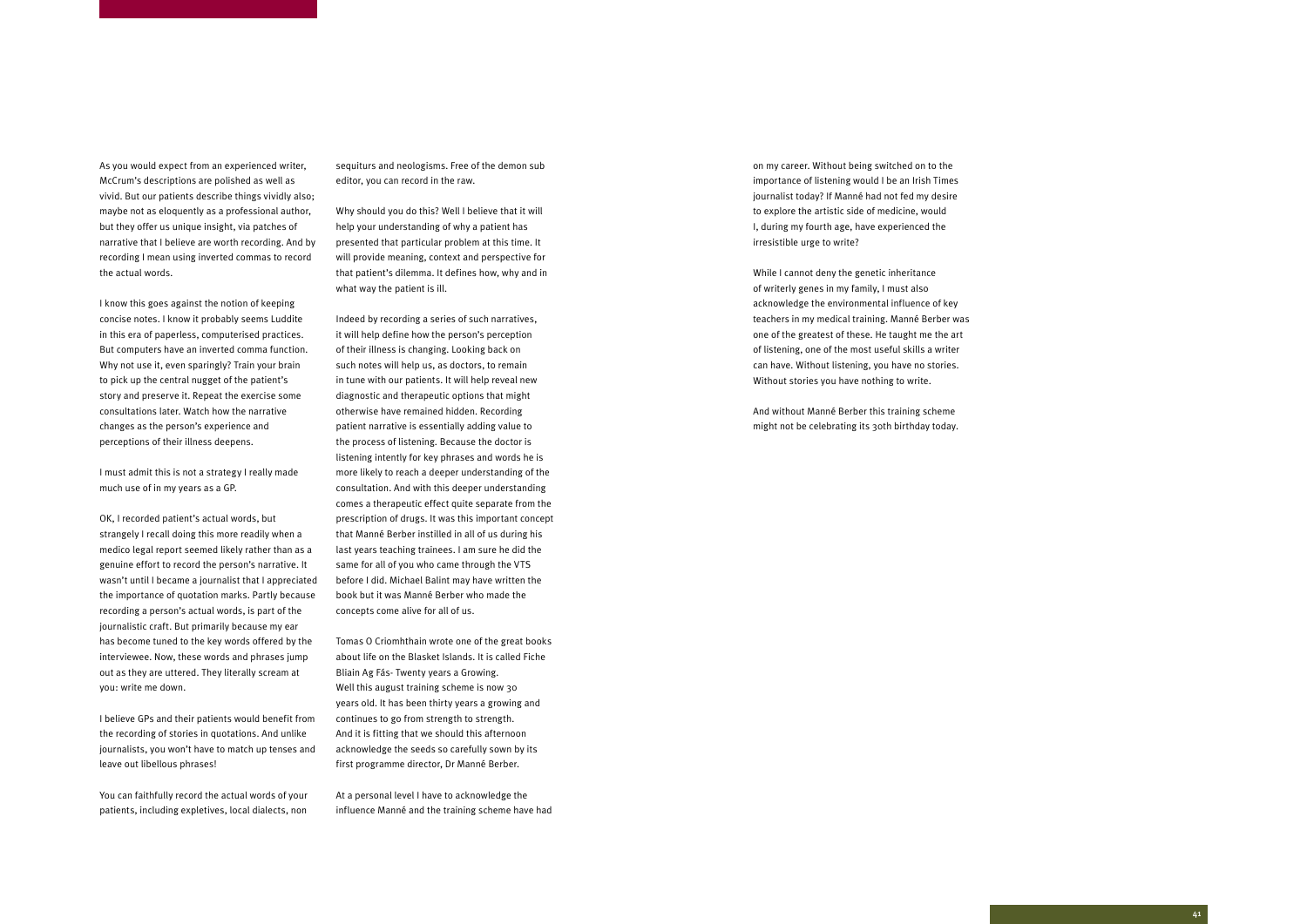As you would expect from an experienced writer, McCrum's descriptions are polished as well as vivid. But our patients describe things vividly also; maybe not as eloquently as a professional author, but they offer us unique insight, via patches of narrative that I believe are worth recording. And by recording I mean using inverted commas to record the actual words.

I know this goes against the notion of keeping concise notes. I know it probably seems Luddite in this era of paperless, computerised practices. But computers have an inverted comma function. Why not use it, even sparingly? Train your brain to pick up the central nugget of the patient's story and preserve it. Repeat the exercise some consultations later. Watch how the narrative changes as the person's experience and perceptions of their illness deepens.

I must admit this is not a strategy I really made much use of in my years as a GP.

OK, I recorded patient's actual words, but strangely I recall doing this more readily when a medico legal report seemed likely rather than as a genuine effort to record the person's narrative. It wasn't until I became a journalist that I appreciated the importance of quotation marks. Partly because recording a person's actual words, is part of the journalistic craft. But primarily because my ear has become tuned to the key words offered by the interviewee. Now, these words and phrases jump out as they are uttered. They literally scream at you: write me down.

I believe GPs and their patients would benefit from the recording of stories in quotations. And unlike journalists, you won't have to match up tenses and leave out libellous phrases!

You can faithfully record the actual words of your patients, including expletives, local dialects, non sequiturs and neologisms. Free of the demon sub editor, you can record in the raw.

Why should you do this? Well I believe that it will help your understanding of why a patient has presented that particular problem at this time. It will provide meaning, context and perspective for that patient's dilemma. It defines how, why and in what way the patient is ill.

Indeed by recording a series of such narratives, it will help define how the person's perception of their illness is changing. Looking back on such notes will help us, as doctors, to remain in tune with our patients. It will help reveal new diagnostic and therapeutic options that might otherwise have remained hidden. Recording patient narrative is essentially adding value to the process of listening. Because the doctor is listening intently for key phrases and words he is more likely to reach a deeper understanding of the consultation. And with this deeper understanding comes a therapeutic effect quite separate from the prescription of drugs. It was this important concept that Manné Berber instilled in all of us during his last years teaching trainees. I am sure he did the same for all of you who came through the VTS before I did. Michael Balint may have written the book but it was Manné Berber who made the concepts come alive for all of us.

Tomas O Criomhthain wrote one of the great books about life on the Blasket Islands. It is called Fiche Bliain Ag Fás- Twenty years a Growing. Well this august training scheme is now 30 years old. It has been thirty years a growing and continues to go from strength to strength. And it is fitting that we should this afternoon acknowledge the seeds so carefully sown by its first programme director, Dr Manné Berber.

At a personal level I have to acknowledge the influence Manné and the training scheme have had on my career. Without being switched on to the importance of listening would I be an Irish Times journalist today? If Manné had not fed my desire to explore the artistic side of medicine, would I, during my fourth age, have experienced the irresistible urge to write?

While I cannot deny the genetic inheritance of writerly genes in my family, I must also acknowledge the environmental influence of key teachers in my medical training. Manné Berber was one of the greatest of these. He taught me the art of listening, one of the most useful skills a writer can have. Without listening, you have no stories. Without stories you have nothing to write.

And without Manné Berber this training scheme might not be celebrating its 30th birthday today.